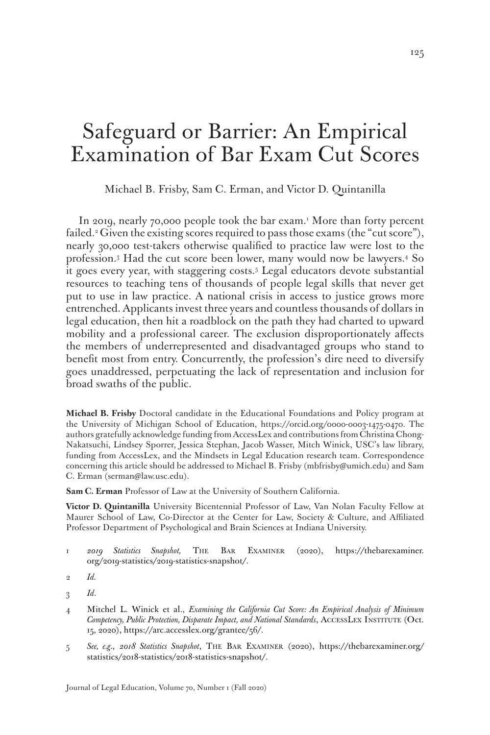# Safeguard or Barrier: An Empirical Examination of Bar Exam Cut Scores

Michael B. Frisby, Sam C. Erman, and Victor D. Quintanilla

In 2019, nearly 70,000 people took the bar exam.[1] More than forty percent failed.[2] Given the existing scores required to pass those exams (the "cut score"), nearly 30,000 test-takers otherwise qualified to practice law were lost to the profession.[3] Had the cut score been lower, many would now be lawyers.[4] So it goes every year, with staggering costs.[5] Legal educators devote substantial resources to teaching tens of thousands of people legal skills that never get put to use in law practice. A national crisis in access to justice grows more entrenched. Applicants invest three years and countless thousands of dollars in legal education, then hit a roadblock on the path they had charted to upward mobility and a professional career. The exclusion disproportionately affects the members of underrepresented and disadvantaged groups who stand to benefit most from entry. Concurrently, the profession's dire need to diversify goes unaddressed, perpetuating the lack of representation and inclusion for broad swaths of the public.

**Michael B. Frisby** Doctoral candidate in the Educational Foundations and Policy program at the University of Michigan School of Education, https://orcid.org/0000-0003-1475-0470. The authors gratefully acknowledge funding from AccessLex and contributions from Christina Chong-Nakatsuchi, Lindsey Sporrer, Jessica Stephan, Jacob Wasser, Mitch Winick, USC's law library, funding from AccessLex, and the Mindsets in Legal Education research team. Correspondence concerning this article should be addressed to Michael B. Frisby (mbfrisby@umich.edu) and Sam C. Erman (serman@law.usc.edu).

**Sam C. Erman** Professor of Law at the University of Southern California.

**Victor D. Quintanilla** University Bicentennial Professor of Law, Van Nolan Faculty Fellow at Maurer School of Law, Co-Director at the Center for Law, Society & Culture, and Affiliated Professor Department of Psychological and Brain Sciences at Indiana University.

1 *2019 Statistics Snapshot,* The Bar Examiner (2020), https://thebarexaminer.org/2019-statistics/2019-statistics-snapshot/.

2 *Id.*

3 *Id.*

4 Mitchel L. Winick et al., *Examining the California Cut Score: An Empirical Analysis of Minimum Competency, Public Protection, Disparate Impact, and National Standards*, AccessLex Institute (Oct. 15, 2020), https://arc.accesslex.org/grantee/56/.

5 *See, e.g.*, *2018 Statistics Snapshot*, The Bar Examiner (2020), https://thebarexaminer.org/statistics/2018-statistics/2018-statistics-snapshot/.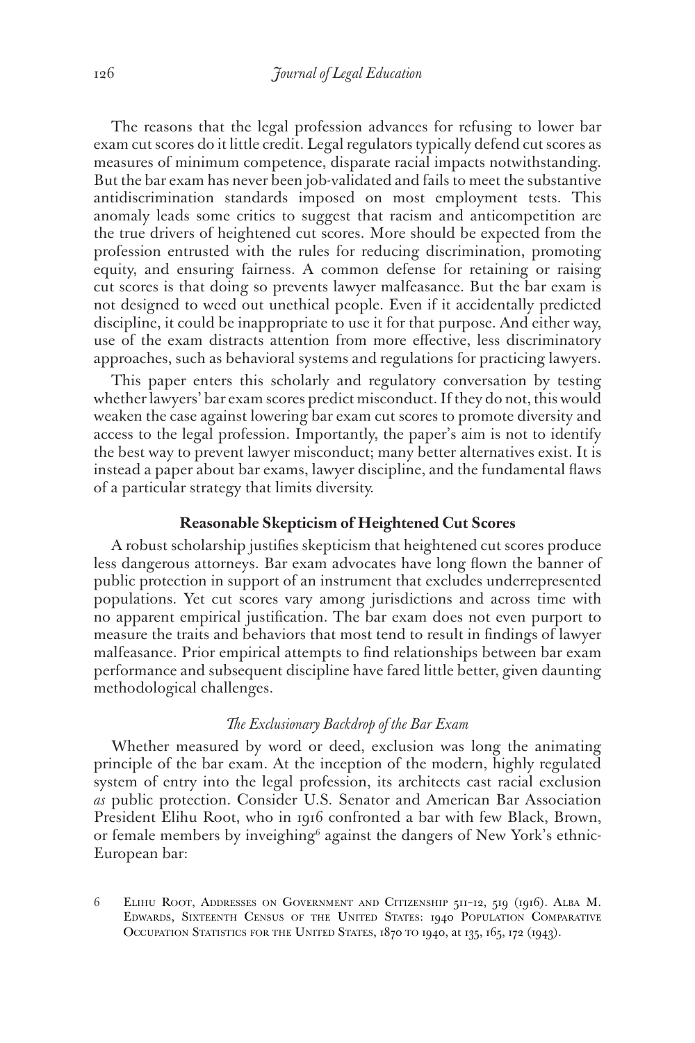The reasons that the legal profession advances for refusing to lower bar exam cut scores do it little credit. Legal regulators typically defend cut scores as measures of minimum competence, disparate racial impacts notwithstanding. But the bar exam has never been job-validated and fails to meet the substantive antidiscrimination standards imposed on most employment tests. This anomaly leads some critics to suggest that racism and anticompetition are the true drivers of heightened cut scores. More should be expected from the profession entrusted with the rules for reducing discrimination, promoting equity, and ensuring fairness. A common defense for retaining or raising cut scores is that doing so prevents lawyer malfeasance. But the bar exam is not designed to weed out unethical people. Even if it accidentally predicted discipline, it could be inappropriate to use it for that purpose. And either way, use of the exam distracts attention from more effective, less discriminatory approaches, such as behavioral systems and regulations for practicing lawyers.

This paper enters this scholarly and regulatory conversation by testing whether lawyers' bar exam scores predict misconduct. If they do not, this would weaken the case against lowering bar exam cut scores to promote diversity and access to the legal profession. Importantly, the paper's aim is not to identify the best way to prevent lawyer misconduct; many better alternatives exist. It is instead a paper about bar exams, lawyer discipline, and the fundamental flaws of a particular strategy that limits diversity.

## Reasonable Skepticism of Heightened Cut Scores

A robust scholarship justifies skepticism that heightened cut scores produce less dangerous attorneys. Bar exam advocates have long flown the banner of public protection in support of an instrument that excludes underrepresented populations. Yet cut scores vary among jurisdictions and across time with no apparent empirical justification. The bar exam does not even purport to measure the traits and behaviors that most tend to result in findings of lawyer malfeasance. Prior empirical attempts to find relationships between bar exam performance and subsequent discipline have fared little better, given daunting methodological challenges.

### *The Exclusionary Backdrop of the Bar Exam*

Whether measured by word or deed, exclusion was long the animating principle of the bar exam. At the inception of the modern, highly regulated system of entry into the legal profession, its architects cast racial exclusion *as* public protection. Consider U.S. Senator and American Bar Association President Elihu Root, who in 1916 confronted a bar with few Black, Brown, or female members by inveighing[6] against the dangers of New York's ethnic-European bar:

6 Elihu Root, Addresses on Government and Citizenship 511–12, 519 (1916). Alba M. Edwards, Sixteenth Census of the United States: 1940 Population Comparative Occupation Statistics for the United States, 1870 to 1940, at 135, 165, 172 (1943).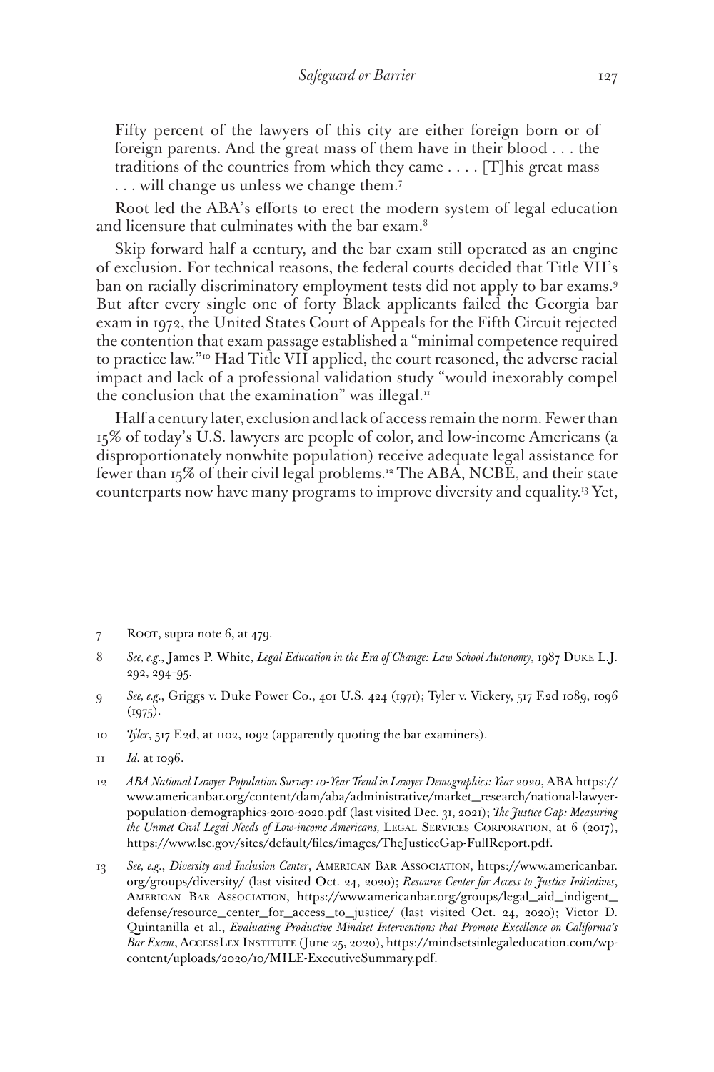> Fifty percent of the lawyers of this city are either foreign born or of foreign parents. And the great mass of them have in their blood . . . the traditions of the countries from which they came . . . . [T]his great mass . . . will change us unless we change them.[7]

Root led the ABA's efforts to erect the modern system of legal education and licensure that culminates with the bar exam.[8]

Skip forward half a century, and the bar exam still operated as an engine of exclusion. For technical reasons, the federal courts decided that Title VII's ban on racially discriminatory employment tests did not apply to bar exams.[9] But after every single one of forty Black applicants failed the Georgia bar exam in 1972, the United States Court of Appeals for the Fifth Circuit rejected the contention that exam passage established a "minimal competence required to practice law."[10] Had Title VII applied, the court reasoned, the adverse racial impact and lack of a professional validation study "would inexorably compel the conclusion that the examination" was illegal.[11]

Half a century later, exclusion and lack of access remain the norm. Fewer than 15% of today's U.S. lawyers are people of color, and low-income Americans (a disproportionately nonwhite population) receive adequate legal assistance for fewer than 15% of their civil legal problems.[12] The ABA, NCBE, and their state counterparts now have many programs to improve diversity and equality.[13] Yet,

---

7 Root, supra note 6, at 479.

8 *See, e.g.*, James P. White, *Legal Education in the Era of Change: Law School Autonomy*, 1987 Duke L.J. 292, 294–95.

9 *See, e.g.*, Griggs v. Duke Power Co., 401 U.S. 424 (1971); Tyler v. Vickery, 517 F.2d 1089, 1096 (1975).

10 *Tyler*, 517 F.2d, at 1102, 1092 (apparently quoting the bar examiners).

11 *Id.* at 1096.

12 *ABA National Lawyer Population Survey: 10-Year Trend in Lawyer Demographics: Year 2020*, ABA https://www.americanbar.org/content/dam/aba/administrative/market_research/national-lawyer-population-demographics-2010-2020.pdf (last visited Dec. 31, 2021); *The Justice Gap: Measuring the Unmet Civil Legal Needs of Low-income Americans,* Legal Services Corporation, at 6 (2017), https://www.lsc.gov/sites/default/files/images/TheJusticeGap-FullReport.pdf.

13 *See, e.g.*, *Diversity and Inclusion Center*, American Bar Association, https://www.americanbar.org/groups/diversity/ (last visited Oct. 24, 2020); *Resource Center for Access to Justice Initiatives*, American Bar Association, https://www.americanbar.org/groups/legal_aid_indigent_defense/resource_center_for_access_to_justice/ (last visited Oct. 24, 2020); Victor D. Quintanilla et al., *Evaluating Productive Mindset Interventions that Promote Excellence on California's Bar Exam*, AccessLex Institute (June 25, 2020), https://mindsetsinlegaleducation.com/wp-content/uploads/2020/10/MILE-ExecutiveSummary.pdf.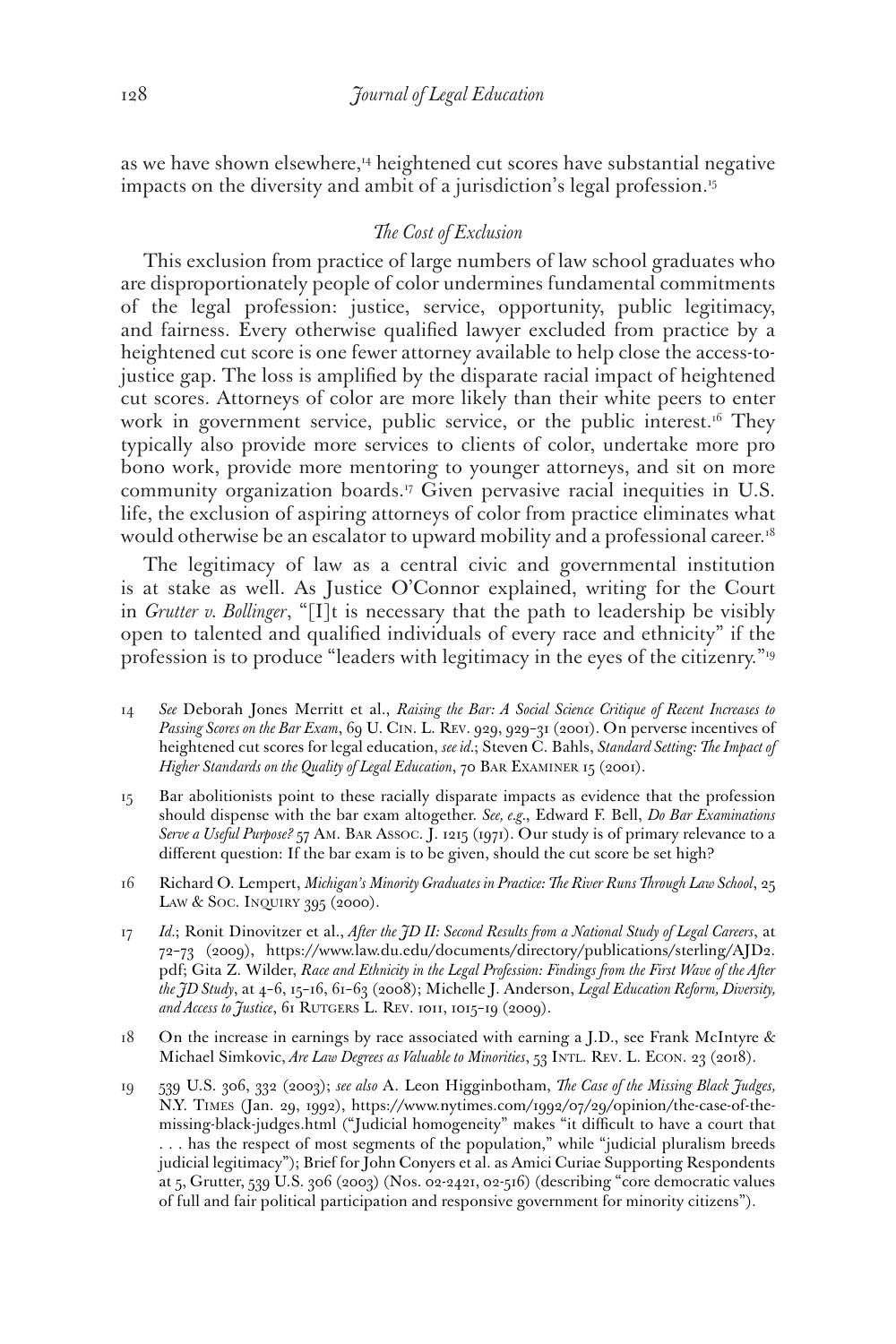as we have shown elsewhere,[14] heightened cut scores have substantial negative impacts on the diversity and ambit of a jurisdiction's legal profession.[15]

### *The Cost of Exclusion*

This exclusion from practice of large numbers of law school graduates who are disproportionately people of color undermines fundamental commitments of the legal profession: justice, service, opportunity, public legitimacy, and fairness. Every otherwise qualified lawyer excluded from practice by a heightened cut score is one fewer attorney available to help close the access-to-justice gap. The loss is amplified by the disparate racial impact of heightened cut scores. Attorneys of color are more likely than their white peers to enter work in government service, public service, or the public interest.[16] They typically also provide more services to clients of color, undertake more pro bono work, provide more mentoring to younger attorneys, and sit on more community organization boards.[17] Given pervasive racial inequities in U.S. life, the exclusion of aspiring attorneys of color from practice eliminates what would otherwise be an escalator to upward mobility and a professional career.[18]

The legitimacy of law as a central civic and governmental institution is at stake as well. As Justice O'Connor explained, writing for the Court in *Grutter v. Bollinger*, "[I]t is necessary that the path to leadership be visibly open to talented and qualified individuals of every race and ethnicity" if the profession is to produce "leaders with legitimacy in the eyes of the citizenry."[19]

14 *See* Deborah Jones Merritt et al., *Raising the Bar: A Social Science Critique of Recent Increases to Passing Scores on the Bar Exam*, 69 U. Cin. L. Rev. 929, 929–31 (2001). On perverse incentives of heightened cut scores for legal education, *see id.*; Steven C. Bahls, *Standard Setting: The Impact of Higher Standards on the Quality of Legal Education*, 70 Bar Examiner 15 (2001).

15 Bar abolitionists point to these racially disparate impacts as evidence that the profession should dispense with the bar exam altogether. *See, e.g.*, Edward F. Bell, *Do Bar Examinations Serve a Useful Purpose?* 57 Am. Bar Assoc. J. 1215 (1971). Our study is of primary relevance to a different question: If the bar exam is to be given, should the cut score be set high?

16 Richard O. Lempert, *Michigan's Minority Graduates in Practice: The River Runs Through Law School*, 25 Law & Soc. Inquiry 395 (2000).

17 *Id.*; Ronit Dinovitzer et al., *After the JD II: Second Results from a National Study of Legal Careers*, at 72–73 (2009), https://www.law.du.edu/documents/directory/publications/sterling/AJD2.pdf; Gita Z. Wilder, *Race and Ethnicity in the Legal Profession: Findings from the First Wave of the After the JD Study*, at 4–6, 15–16, 61–63 (2008); Michelle J. Anderson, *Legal Education Reform, Diversity, and Access to Justice*, 61 Rutgers L. Rev. 1011, 1015–19 (2009).

18 On the increase in earnings by race associated with earning a J.D., see Frank McIntyre & Michael Simkovic, *Are Law Degrees as Valuable to Minorities*, 53 Intl. Rev. L. Econ. 23 (2018).

19 539 U.S. 306, 332 (2003); *see also* A. Leon Higginbotham, *The Case of the Missing Black Judges,* N.Y. Times (Jan. 29, 1992), https://www.nytimes.com/1992/07/29/opinion/the-case-of-the-missing-black-judges.html ("Judicial homogeneity" makes "it difficult to have a court that . . . has the respect of most segments of the population," while "judicial pluralism breeds judicial legitimacy"); Brief for John Conyers et al. as Amici Curiae Supporting Respondents at 5, Grutter, 539 U.S. 306 (2003) (Nos. 02-2421, 02-516) (describing "core democratic values of full and fair political participation and responsive government for minority citizens").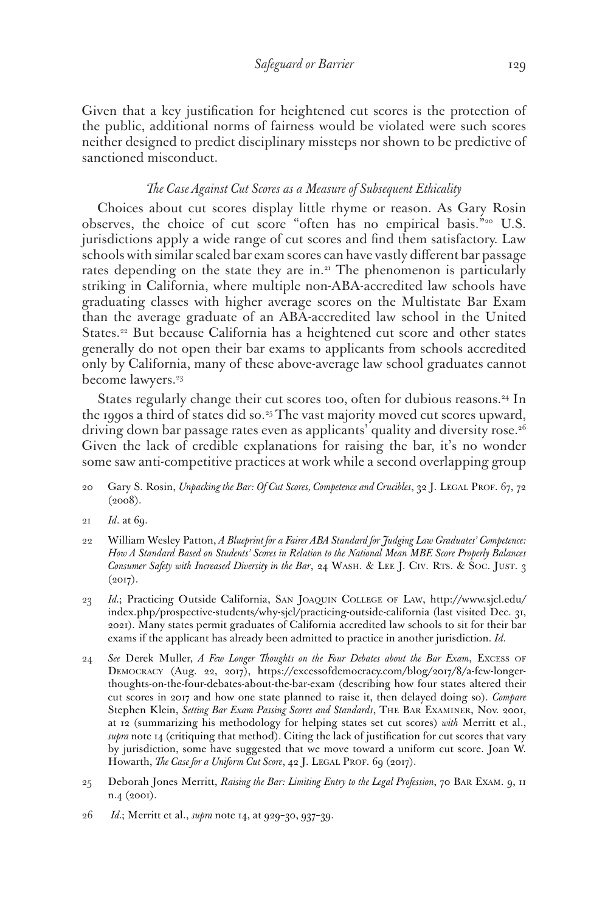Given that a key justification for heightened cut scores is the protection of the public, additional norms of fairness would be violated were such scores neither designed to predict disciplinary missteps nor shown to be predictive of sanctioned misconduct.

### *The Case Against Cut Scores as a Measure of Subsequent Ethicality*

Choices about cut scores display little rhyme or reason. As Gary Rosin observes, the choice of cut score "often has no empirical basis."[20] U.S. jurisdictions apply a wide range of cut scores and find them satisfactory. Law schools with similar scaled bar exam scores can have vastly different bar passage rates depending on the state they are in.[21] The phenomenon is particularly striking in California, where multiple non-ABA-accredited law schools have graduating classes with higher average scores on the Multistate Bar Exam than the average graduate of an ABA-accredited law school in the United States.[22] But because California has a heightened cut score and other states generally do not open their bar exams to applicants from schools accredited only by California, many of these above-average law school graduates cannot become lawyers.[23]

States regularly change their cut scores too, often for dubious reasons.[24] In the 1990s a third of states did so.[25] The vast majority moved cut scores upward, driving down bar passage rates even as applicants' quality and diversity rose.[26] Given the lack of credible explanations for raising the bar, it's no wonder some saw anti-competitive practices at work while a second overlapping group

---

20 Gary S. Rosin, *Unpacking the Bar: Of Cut Scores, Competence and Crucibles*, 32 J. Legal Prof. 67, 72 (2008).

21 *Id*. at 69.

22 William Wesley Patton, *A Blueprint for a Fairer ABA Standard for Judging Law Graduates' Competence: How A Standard Based on Students' Scores in Relation to the National Mean MBE Score Properly Balances Consumer Safety with Increased Diversity in the Bar*, 24 Wash. & Lee J. Civ. Rts. & Soc. Just. 3 (2017).

23 *Id*.; Practicing Outside California, San Joaquin College of Law, http://www.sjcl.edu/index.php/prospective-students/why-sjcl/practicing-outside-california (last visited Dec. 31, 2021). Many states permit graduates of California accredited law schools to sit for their bar exams if the applicant has already been admitted to practice in another jurisdiction. *Id*.

24 *See* Derek Muller, *A Few Longer Thoughts on the Four Debates about the Bar Exam*, Excess of Democracy (Aug. 22, 2017), https://excessofdemocracy.com/blog/2017/8/a-few-longer-thoughts-on-the-four-debates-about-the-bar-exam (describing how four states altered their cut scores in 2017 and how one state planned to raise it, then delayed doing so). *Compare* Stephen Klein, *Setting Bar Exam Passing Scores and Standards*, The Bar Examiner, Nov. 2001, at 12 (summarizing his methodology for helping states set cut scores) *with* Merritt et al., *supra* note 14 (critiquing that method). Citing the lack of justification for cut scores that vary by jurisdiction, some have suggested that we move toward a uniform cut score. Joan W. Howarth, *The Case for a Uniform Cut Score*, 42 J. Legal Prof. 69 (2017).

25 Deborah Jones Merritt, *Raising the Bar: Limiting Entry to the Legal Profession*, 70 Bar Exam. 9, 11 n.4 (2001).

26 *Id*.; Merritt et al., *supra* note 14, at 929–30, 937–39.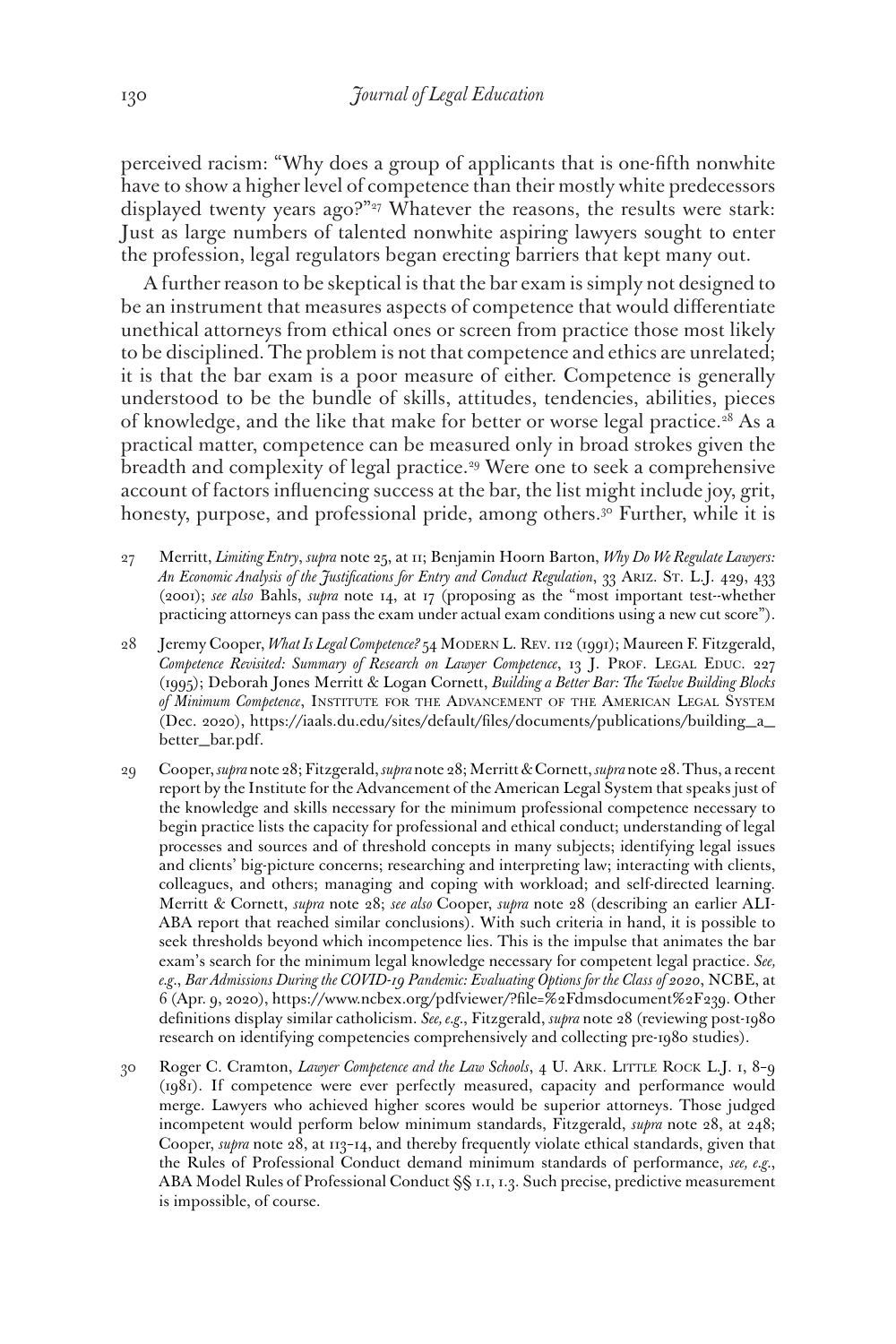perceived racism: "Why does a group of applicants that is one-fifth nonwhite have to show a higher level of competence than their mostly white predecessors displayed twenty years ago?"[27] Whatever the reasons, the results were stark: Just as large numbers of talented nonwhite aspiring lawyers sought to enter the profession, legal regulators began erecting barriers that kept many out.

A further reason to be skeptical is that the bar exam is simply not designed to be an instrument that measures aspects of competence that would differentiate unethical attorneys from ethical ones or screen from practice those most likely to be disciplined. The problem is not that competence and ethics are unrelated; it is that the bar exam is a poor measure of either. Competence is generally understood to be the bundle of skills, attitudes, tendencies, abilities, pieces of knowledge, and the like that make for better or worse legal practice.[28] As a practical matter, competence can be measured only in broad strokes given the breadth and complexity of legal practice.[29] Were one to seek a comprehensive account of factors influencing success at the bar, the list might include joy, grit, honesty, purpose, and professional pride, among others.[30] Further, while it is

27 Merritt, *Limiting Entry*, *supra* note 25, at 11; Benjamin Hoorn Barton, *Why Do We Regulate Lawyers: An Economic Analysis of the Justifications for Entry and Conduct Regulation*, 33 Ariz. St. L.J. 429, 433 (2001); *see also* Bahls, *supra* note 14, at 17 (proposing as the "most important test--whether practicing attorneys can pass the exam under actual exam conditions using a new cut score").

28 Jeremy Cooper, *What Is Legal Competence?* 54 Modern L. Rev. 112 (1991); Maureen F. Fitzgerald, *Competence Revisited: Summary of Research on Lawyer Competence*, 13 J. Prof. Legal Educ. 227 (1995); Deborah Jones Merritt & Logan Cornett, *Building a Better Bar: The Twelve Building Blocks of Minimum Competence*, Institute for the Advancement of the American Legal System (Dec. 2020), https://iaals.du.edu/sites/default/files/documents/publications/building_a_better_bar.pdf.

29 Cooper, *supra* note 28; Fitzgerald, *supra* note 28; Merritt & Cornett, *supra* note 28. Thus, a recent report by the Institute for the Advancement of the American Legal System that speaks just of the knowledge and skills necessary for the minimum professional competence necessary to begin practice lists the capacity for professional and ethical conduct; understanding of legal processes and sources and of threshold concepts in many subjects; identifying legal issues and clients' big-picture concerns; researching and interpreting law; interacting with clients, colleagues, and others; managing and coping with workload; and self-directed learning. Merritt & Cornett, *supra* note 28; *see also* Cooper, *supra* note 28 (describing an earlier ALI-ABA report that reached similar conclusions). With such criteria in hand, it is possible to seek thresholds beyond which incompetence lies. This is the impulse that animates the bar exam's search for the minimum legal knowledge necessary for competent legal practice. *See, e.g.*, *Bar Admissions During the COVID-19 Pandemic: Evaluating Options for the Class of 2020*, NCBE, at 6 (Apr. 9, 2020), https://www.ncbex.org/pdfviewer/?file=%2Fdmsdocument%2F239. Other definitions display similar catholicism. *See, e.g.*, Fitzgerald, *supra* note 28 (reviewing post-1980 research on identifying competencies comprehensively and collecting pre-1980 studies).

30 Roger C. Cramton, *Lawyer Competence and the Law Schools*, 4 U. Ark. Little Rock L.J. 1, 8–9 (1981). If competence were ever perfectly measured, capacity and performance would merge. Lawyers who achieved higher scores would be superior attorneys. Those judged incompetent would perform below minimum standards, Fitzgerald, *supra* note 28, at 248; Cooper, *supra* note 28, at 113–14, and thereby frequently violate ethical standards, given that the Rules of Professional Conduct demand minimum standards of performance, *see, e.g.*, ABA Model Rules of Professional Conduct §§ 1.1, 1.3. Such precise, predictive measurement is impossible, of course.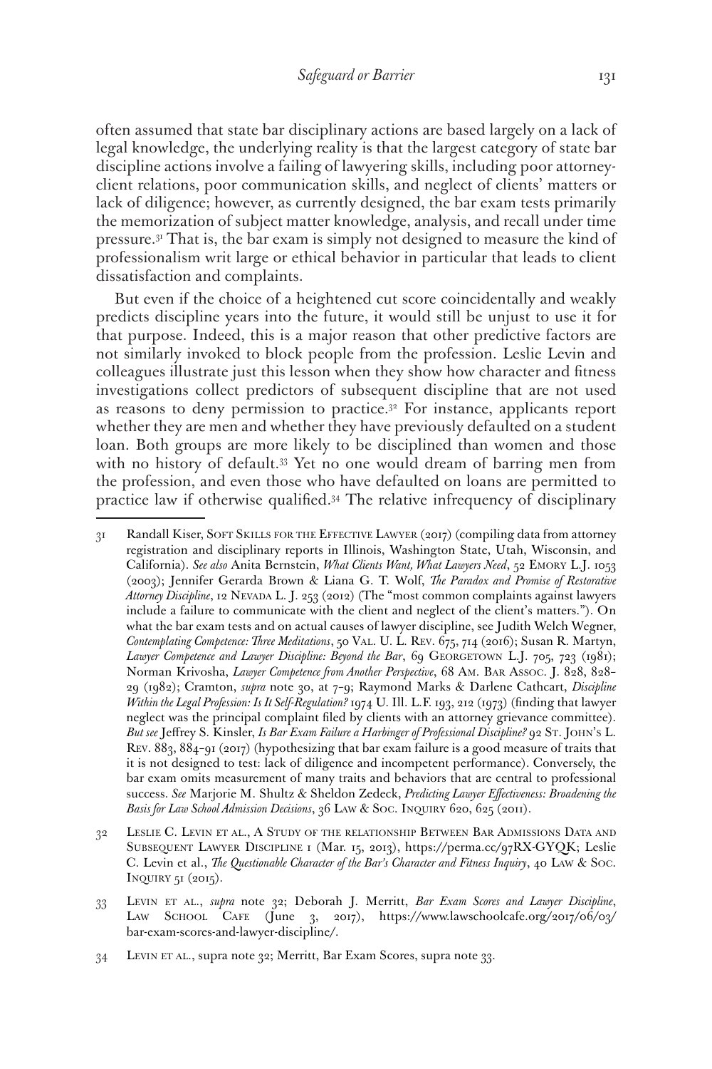often assumed that state bar disciplinary actions are based largely on a lack of legal knowledge, the underlying reality is that the largest category of state bar discipline actions involve a failing of lawyering skills, including poor attorney-client relations, poor communication skills, and neglect of clients' matters or lack of diligence; however, as currently designed, the bar exam tests primarily the memorization of subject matter knowledge, analysis, and recall under time pressure.[31] That is, the bar exam is simply not designed to measure the kind of professionalism writ large or ethical behavior in particular that leads to client dissatisfaction and complaints.

But even if the choice of a heightened cut score coincidentally and weakly predicts discipline years into the future, it would still be unjust to use it for that purpose. Indeed, this is a major reason that other predictive factors are not similarly invoked to block people from the profession. Leslie Levin and colleagues illustrate just this lesson when they show how character and fitness investigations collect predictors of subsequent discipline that are not used as reasons to deny permission to practice.[32] For instance, applicants report whether they are men and whether they have previously defaulted on a student loan. Both groups are more likely to be disciplined than women and those with no history of default.[33] Yet no one would dream of barring men from the profession, and even those who have defaulted on loans are permitted to practice law if otherwise qualified.[34] The relative infrequency of disciplinary

---

31 Randall Kiser, Soft Skills for the Effective Lawyer (2017) (compiling data from attorney registration and disciplinary reports in Illinois, Washington State, Utah, Wisconsin, and California). *See also* Anita Bernstein, *What Clients Want, What Lawyers Need*, 52 Emory L.J. 1053 (2003); Jennifer Gerarda Brown & Liana G. T. Wolf, *The Paradox and Promise of Restorative Attorney Discipline*, 12 Nevada L. J. 253 (2012) (The "most common complaints against lawyers include a failure to communicate with the client and neglect of the client's matters."). On what the bar exam tests and on actual causes of lawyer discipline, see Judith Welch Wegner, *Contemplating Competence: Three Meditations*, 50 Val. U. L. Rev. 675, 714 (2016); Susan R. Martyn, *Lawyer Competence and Lawyer Discipline: Beyond the Bar*, 69 Georgetown L.J. 705, 723 (1981); Norman Krivosha, *Lawyer Competence from Another Perspective*, 68 Am. Bar Assoc. J. 828, 828–29 (1982); Cramton, *supra* note 30, at 7–9; Raymond Marks & Darlene Cathcart, *Discipline Within the Legal Profession: Is It Self-Regulation?* 1974 U. Ill. L.F. 193, 212 (1973) (finding that lawyer neglect was the principal complaint filed by clients with an attorney grievance committee). *But see* Jeffrey S. Kinsler, *Is Bar Exam Failure a Harbinger of Professional Discipline?* 92 St. John's L. Rev. 883, 884–91 (2017) (hypothesizing that bar exam failure is a good measure of traits that it is not designed to test: lack of diligence and incompetent performance). Conversely, the bar exam omits measurement of many traits and behaviors that are central to professional success. *See* Marjorie M. Shultz & Sheldon Zedeck, *Predicting Lawyer Effectiveness: Broadening the Basis for Law School Admission Decisions*, 36 Law & Soc. Inquiry 620, 625 (2011).

32 Leslie C. Levin et al., A Study of the relationship Between Bar Admissions Data and Subsequent Lawyer Discipline 1 (Mar. 15, 2013), https://perma.cc/97RX-GYQK; Leslie C. Levin et al., *The Questionable Character of the Bar's Character and Fitness Inquiry*, 40 Law & Soc. Inquiry 51 (2015).

33 Levin et al., *supra* note 32; Deborah J. Merritt, *Bar Exam Scores and Lawyer Discipline*, Law School Cafe (June 3, 2017), https://www.lawschoolcafe.org/2017/06/03/bar-exam-scores-and-lawyer-discipline/.

34 Levin et al., supra note 32; Merritt, Bar Exam Scores, supra note 33.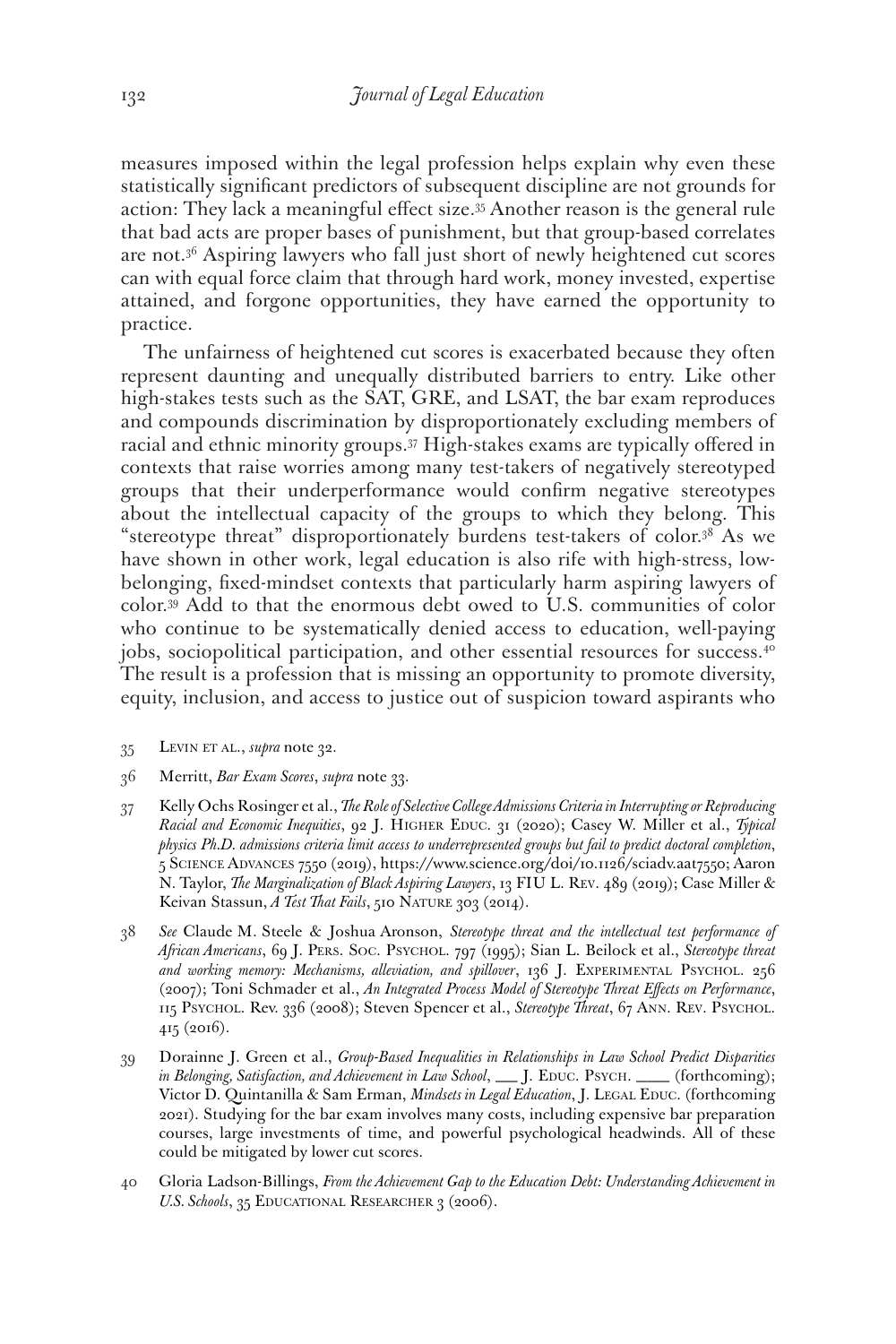measures imposed within the legal profession helps explain why even these statistically significant predictors of subsequent discipline are not grounds for action: They lack a meaningful effect size.[35] Another reason is the general rule that bad acts are proper bases of punishment, but that group-based correlates are not.[36] Aspiring lawyers who fall just short of newly heightened cut scores can with equal force claim that through hard work, money invested, expertise attained, and forgone opportunities, they have earned the opportunity to practice.

The unfairness of heightened cut scores is exacerbated because they often represent daunting and unequally distributed barriers to entry. Like other high-stakes tests such as the SAT, GRE, and LSAT, the bar exam reproduces and compounds discrimination by disproportionately excluding members of racial and ethnic minority groups.[37] High-stakes exams are typically offered in contexts that raise worries among many test-takers of negatively stereotyped groups that their underperformance would confirm negative stereotypes about the intellectual capacity of the groups to which they belong. This "stereotype threat" disproportionately burdens test-takers of color.[38] As we have shown in other work, legal education is also rife with high-stress, low-belonging, fixed-mindset contexts that particularly harm aspiring lawyers of color.[39] Add to that the enormous debt owed to U.S. communities of color who continue to be systematically denied access to education, well-paying jobs, sociopolitical participation, and other essential resources for success.[40] The result is a profession that is missing an opportunity to promote diversity, equity, inclusion, and access to justice out of suspicion toward aspirants who

35 Levin et al., *supra* note 32.

36 Merritt, *Bar Exam Scores*, *supra* note 33.

37 Kelly Ochs Rosinger et al., *The Role of Selective College Admissions Criteria in Interrupting or Reproducing Racial and Economic Inequities*, 92 J. Higher Educ. 31 (2020); Casey W. Miller et al., *Typical physics Ph.D. admissions criteria limit access to underrepresented groups but fail to predict doctoral completion*, 5 Science Advances 7550 (2019), https://www.science.org/doi/10.1126/sciadv.aat7550; Aaron N. Taylor, *The Marginalization of Black Aspiring Lawyers*, 13 FIU L. Rev. 489 (2019); Case Miller & Keivan Stassun, *A Test That Fails*, 510 Nature 303 (2014).

38 *See* Claude M. Steele & Joshua Aronson, *Stereotype threat and the intellectual test performance of African Americans*, 69 J. Pers. Soc. Psychol. 797 (1995); Sian L. Beilock et al., *Stereotype threat and working memory: Mechanisms, alleviation, and spillover*, 136 J. Experimental Psychol. 256 (2007); Toni Schmader et al., *An Integrated Process Model of Stereotype Threat Effects on Performance*, 115 Psychol. Rev. 336 (2008); Steven Spencer et al., *Stereotype Threat*, 67 Ann. Rev. Psychol. 415 (2016).

39 Dorainne J. Green et al., *Group-Based Inequalities in Relationships in Law School Predict Disparities in Belonging, Satisfaction, and Achievement in Law School*, \_\_ J. Educ. Psych. \_\_\_\_ (forthcoming); Victor D. Quintanilla & Sam Erman, *Mindsets in Legal Education*, J. Legal Educ. (forthcoming 2021). Studying for the bar exam involves many costs, including expensive bar preparation courses, large investments of time, and powerful psychological headwinds. All of these could be mitigated by lower cut scores.

40 Gloria Ladson-Billings, *From the Achievement Gap to the Education Debt: Understanding Achievement in U.S. Schools*, 35 Educational Researcher 3 (2006).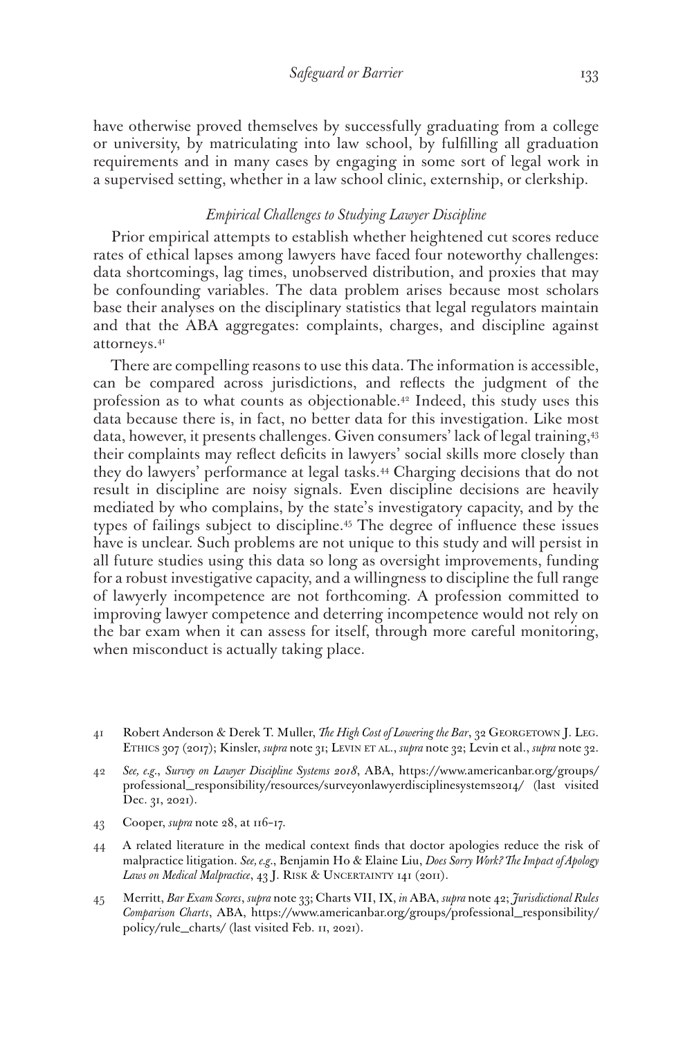have otherwise proved themselves by successfully graduating from a college or university, by matriculating into law school, by fulfilling all graduation requirements and in many cases by engaging in some sort of legal work in a supervised setting, whether in a law school clinic, externship, or clerkship.

### *Empirical Challenges to Studying Lawyer Discipline*

Prior empirical attempts to establish whether heightened cut scores reduce rates of ethical lapses among lawyers have faced four noteworthy challenges: data shortcomings, lag times, unobserved distribution, and proxies that may be confounding variables. The data problem arises because most scholars base their analyses on the disciplinary statistics that legal regulators maintain and that the ABA aggregates: complaints, charges, and discipline against attorneys.[41]

There are compelling reasons to use this data. The information is accessible, can be compared across jurisdictions, and reflects the judgment of the profession as to what counts as objectionable.[42] Indeed, this study uses this data because there is, in fact, no better data for this investigation. Like most data, however, it presents challenges. Given consumers' lack of legal training,[43] their complaints may reflect deficits in lawyers' social skills more closely than they do lawyers' performance at legal tasks.[44] Charging decisions that do not result in discipline are noisy signals. Even discipline decisions are heavily mediated by who complains, by the state's investigatory capacity, and by the types of failings subject to discipline.[45] The degree of influence these issues have is unclear. Such problems are not unique to this study and will persist in all future studies using this data so long as oversight improvements, funding for a robust investigative capacity, and a willingness to discipline the full range of lawyerly incompetence are not forthcoming. A profession committed to improving lawyer competence and deterring incompetence would not rely on the bar exam when it can assess for itself, through more careful monitoring, when misconduct is actually taking place.

41 Robert Anderson & Derek T. Muller, *The High Cost of Lowering the Bar*, 32 Georgetown J. Leg. Ethics 307 (2017); Kinsler, *supra* note 31; Levin et al., *supra* note 32; Levin et al., *supra* note 32.

42 *See, e.g.*, *Survey on Lawyer Discipline Systems 2018*, ABA, https://www.americanbar.org/groups/professional_responsibility/resources/surveyonlawyerdisciplinesystems2014/ (last visited Dec. 31, 2021).

43 Cooper, *supra* note 28, at 116–17.

44 A related literature in the medical context finds that doctor apologies reduce the risk of malpractice litigation. *See, e.g.*, Benjamin Ho & Elaine Liu, *Does Sorry Work? The Impact of Apology Laws on Medical Malpractice*, 43 J. Risk & Uncertainty 141 (2011).

45 Merritt, *Bar Exam Scores*, *supra* note 33; Charts VII, IX, *in* ABA, *supra* note 42; *Jurisdictional Rules Comparison Charts*, ABA, https://www.americanbar.org/groups/professional_responsibility/policy/rule_charts/ (last visited Feb. 11, 2021).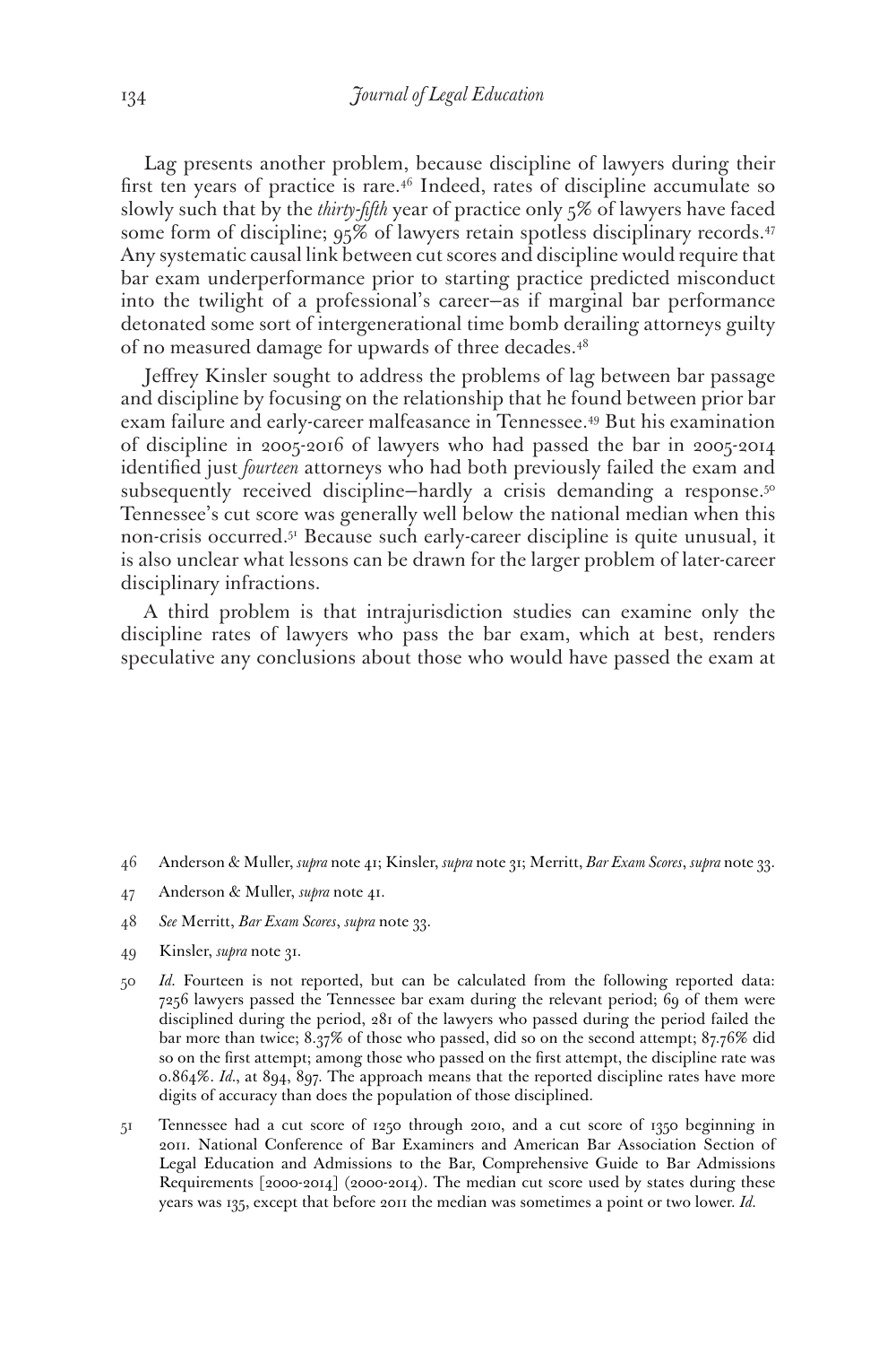Lag presents another problem, because discipline of lawyers during their first ten years of practice is rare.[46] Indeed, rates of discipline accumulate so slowly such that by the *thirty-fifth* year of practice only 5% of lawyers have faced some form of discipline; 95% of lawyers retain spotless disciplinary records.[47] Any systematic causal link between cut scores and discipline would require that bar exam underperformance prior to starting practice predicted misconduct into the twilight of a professional's career—as if marginal bar performance detonated some sort of intergenerational time bomb derailing attorneys guilty of no measured damage for upwards of three decades.[48]

Jeffrey Kinsler sought to address the problems of lag between bar passage and discipline by focusing on the relationship that he found between prior bar exam failure and early-career malfeasance in Tennessee.[49] But his examination of discipline in 2005-2016 of lawyers who had passed the bar in 2005-2014 identified just *fourteen* attorneys who had both previously failed the exam and subsequently received discipline—hardly a crisis demanding a response.[50] Tennessee's cut score was generally well below the national median when this non-crisis occurred.[51] Because such early-career discipline is quite unusual, it is also unclear what lessons can be drawn for the larger problem of later-career disciplinary infractions.

A third problem is that intrajurisdiction studies can examine only the discipline rates of lawyers who pass the bar exam, which at best, renders speculative any conclusions about those who would have passed the exam at

46 Anderson & Muller, *supra* note 41; Kinsler, *supra* note 31; Merritt, *Bar Exam Scores*, *supra* note 33.

47 Anderson & Muller, *supra* note 41.

48 *See* Merritt, *Bar Exam Scores*, *supra* note 33.

49 Kinsler, *supra* note 31.

50 *Id.* Fourteen is not reported, but can be calculated from the following reported data: 7256 lawyers passed the Tennessee bar exam during the relevant period; 69 of them were disciplined during the period, 281 of the lawyers who passed during the period failed the bar more than twice; 8.37% of those who passed, did so on the second attempt; 87.76% did so on the first attempt; among those who passed on the first attempt, the discipline rate was 0.864%. *Id.*, at 894, 897. The approach means that the reported discipline rates have more digits of accuracy than does the population of those disciplined.

51 Tennessee had a cut score of 1250 through 2010, and a cut score of 1350 beginning in 2011. National Conference of Bar Examiners and American Bar Association Section of Legal Education and Admissions to the Bar, Comprehensive Guide to Bar Admissions Requirements [2000-2014] (2000-2014). The median cut score used by states during these years was 135, except that before 2011 the median was sometimes a point or two lower. *Id.*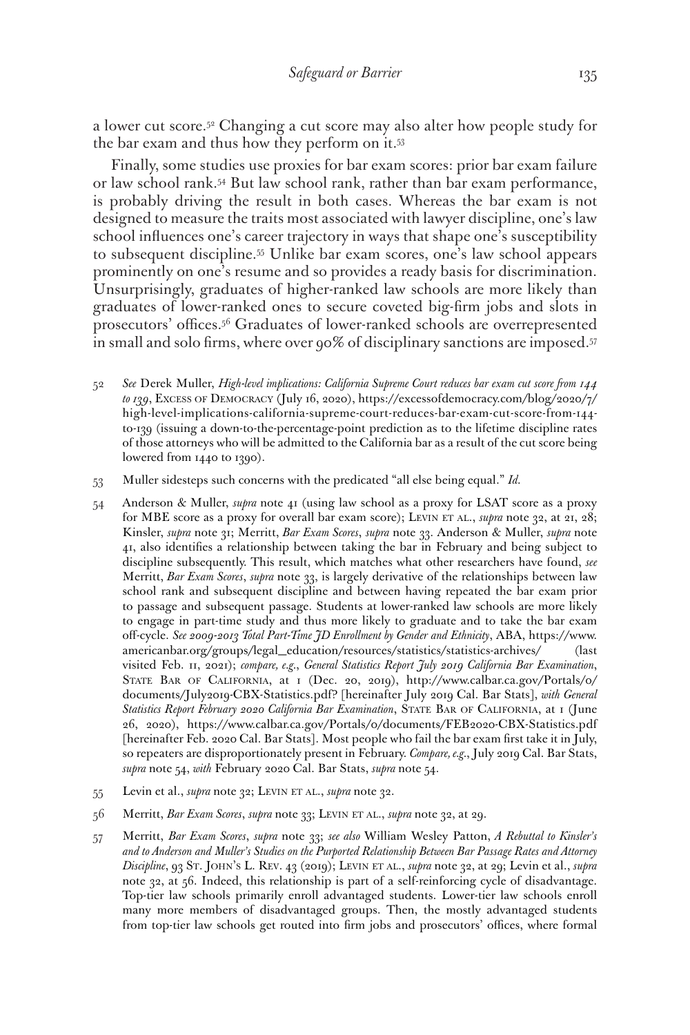a lower cut score.[52] Changing a cut score may also alter how people study for the bar exam and thus how they perform on it.[53]

Finally, some studies use proxies for bar exam scores: prior bar exam failure or law school rank.[54] But law school rank, rather than bar exam performance, is probably driving the result in both cases. Whereas the bar exam is not designed to measure the traits most associated with lawyer discipline, one's law school influences one's career trajectory in ways that shape one's susceptibility to subsequent discipline.[55] Unlike bar exam scores, one's law school appears prominently on one's resume and so provides a ready basis for discrimination. Unsurprisingly, graduates of higher-ranked law schools are more likely than graduates of lower-ranked ones to secure coveted big-firm jobs and slots in prosecutors' offices.[56] Graduates of lower-ranked schools are overrepresented in small and solo firms, where over 90% of disciplinary sanctions are imposed.[57]

52 *See* Derek Muller, *High-level implications: California Supreme Court reduces bar exam cut score from 144 to 139*, Excess of Democracy (July 16, 2020), https://excessofdemocracy.com/blog/2020/7/high-level-implications-california-supreme-court-reduces-bar-exam-cut-score-from-144-to-139 (issuing a down-to-the-percentage-point prediction as to the lifetime discipline rates of those attorneys who will be admitted to the California bar as a result of the cut score being lowered from 1440 to 1390).

53 Muller sidesteps such concerns with the predicated "all else being equal." *Id.*

54 Anderson & Muller, *supra* note 41 (using law school as a proxy for LSAT score as a proxy for MBE score as a proxy for overall bar exam score); Levin et al., *supra* note 32, at 21, 28; Kinsler, *supra* note 31; Merritt, *Bar Exam Scores*, *supra* note 33. Anderson & Muller, *supra* note 41, also identifies a relationship between taking the bar in February and being subject to discipline subsequently. This result, which matches what other researchers have found, *see* Merritt, *Bar Exam Scores*, *supra* note 33, is largely derivative of the relationships between law school rank and subsequent discipline and between having repeated the bar exam prior to passage and subsequent passage. Students at lower-ranked law schools are more likely to engage in part-time study and thus more likely to graduate and to take the bar exam off-cycle. *See 2009-2013 Total Part-Time JD Enrollment by Gender and Ethnicity*, ABA, https://www.americanbar.org/groups/legal_education/resources/statistics/statistics-archives/ (last visited Feb. 11, 2021); *compare, e.g.*, *General Statistics Report July 2019 California Bar Examination*, State Bar of California, at 1 (Dec. 20, 2019), http://www.calbar.ca.gov/Portals/0/documents/July2019-CBX-Statistics.pdf? [hereinafter July 2019 Cal. Bar Stats], *with General Statistics Report February 2020 California Bar Examination*, State Bar of California, at 1 (June 26, 2020), https://www.calbar.ca.gov/Portals/0/documents/FEB2020-CBX-Statistics.pdf [hereinafter Feb. 2020 Cal. Bar Stats]. Most people who fail the bar exam first take it in July, so repeaters are disproportionately present in February. *Compare, e.g.*, July 2019 Cal. Bar Stats, *supra* note 54, *with* February 2020 Cal. Bar Stats, *supra* note 54.

55 Levin et al., *supra* note 32; Levin et al., *supra* note 32.

56 Merritt, *Bar Exam Scores*, *supra* note 33; Levin et al., *supra* note 32, at 29.

57 Merritt, *Bar Exam Scores*, *supra* note 33; *see also* William Wesley Patton, *A Rebuttal to Kinsler's and to Anderson and Muller's Studies on the Purported Relationship Between Bar Passage Rates and Attorney Discipline*, 93 St. John's L. Rev. 43 (2019); Levin et al., *supra* note 32, at 29; Levin et al., *supra* note 32, at 56. Indeed, this relationship is part of a self-reinforcing cycle of disadvantage. Top-tier law schools primarily enroll advantaged students. Lower-tier law schools enroll many more members of disadvantaged groups. Then, the mostly advantaged students from top-tier law schools get routed into firm jobs and prosecutors' offices, where formal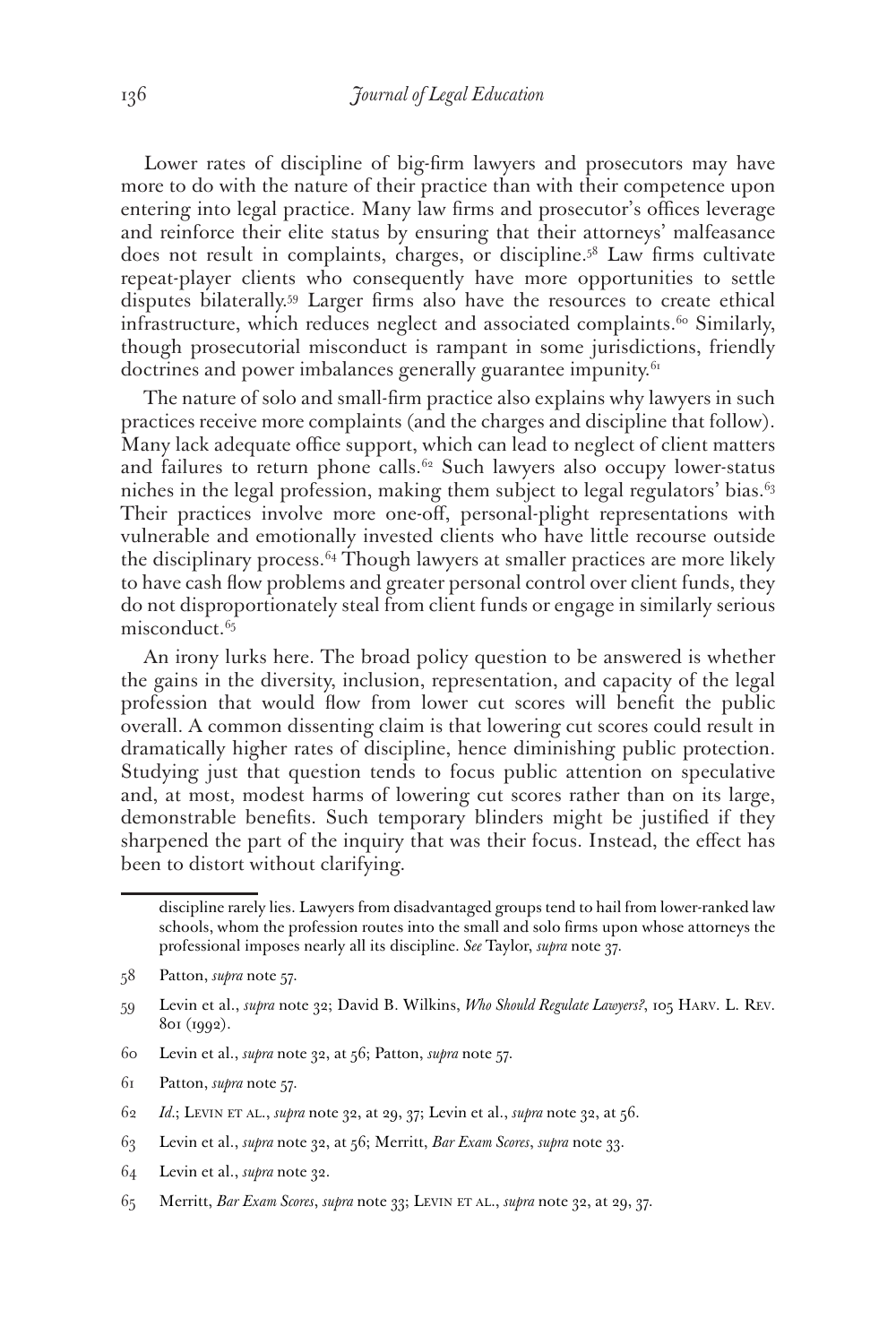Lower rates of discipline of big-firm lawyers and prosecutors may have more to do with the nature of their practice than with their competence upon entering into legal practice. Many law firms and prosecutor's offices leverage and reinforce their elite status by ensuring that their attorneys' malfeasance does not result in complaints, charges, or discipline.[58] Law firms cultivate repeat-player clients who consequently have more opportunities to settle disputes bilaterally.[59] Larger firms also have the resources to create ethical infrastructure, which reduces neglect and associated complaints.[60] Similarly, though prosecutorial misconduct is rampant in some jurisdictions, friendly doctrines and power imbalances generally guarantee impunity.[61]

The nature of solo and small-firm practice also explains why lawyers in such practices receive more complaints (and the charges and discipline that follow). Many lack adequate office support, which can lead to neglect of client matters and failures to return phone calls.[62] Such lawyers also occupy lower-status niches in the legal profession, making them subject to legal regulators' bias.[63] Their practices involve more one-off, personal-plight representations with vulnerable and emotionally invested clients who have little recourse outside the disciplinary process.[64] Though lawyers at smaller practices are more likely to have cash flow problems and greater personal control over client funds, they do not disproportionately steal from client funds or engage in similarly serious misconduct.[65]

An irony lurks here. The broad policy question to be answered is whether the gains in the diversity, inclusion, representation, and capacity of the legal profession that would flow from lower cut scores will benefit the public overall. A common dissenting claim is that lowering cut scores could result in dramatically higher rates of discipline, hence diminishing public protection. Studying just that question tends to focus public attention on speculative and, at most, modest harms of lowering cut scores rather than on its large, demonstrable benefits. Such temporary blinders might be justified if they sharpened the part of the inquiry that was their focus. Instead, the effect has been to distort without clarifying.

---

discipline rarely lies. Lawyers from disadvantaged groups tend to hail from lower-ranked law schools, whom the profession routes into the small and solo firms upon whose attorneys the professional imposes nearly all its discipline. *See* Taylor, *supra* note 37.

58 Patton, *supra* note 57.

59 Levin et al., *supra* note 32; David B. Wilkins, *Who Should Regulate Lawyers?*, 105 Harv. L. Rev. 801 (1992).

60 Levin et al., *supra* note 32, at 56; Patton, *supra* note 57.

61 Patton, *supra* note 57.

62 *Id.*; Levin et al., *supra* note 32, at 29, 37; Levin et al., *supra* note 32, at 56.

63 Levin et al., *supra* note 32, at 56; Merritt, *Bar Exam Scores*, *supra* note 33.

64 Levin et al., *supra* note 32.

65 Merritt, *Bar Exam Scores*, *supra* note 33; Levin et al., *supra* note 32, at 29, 37.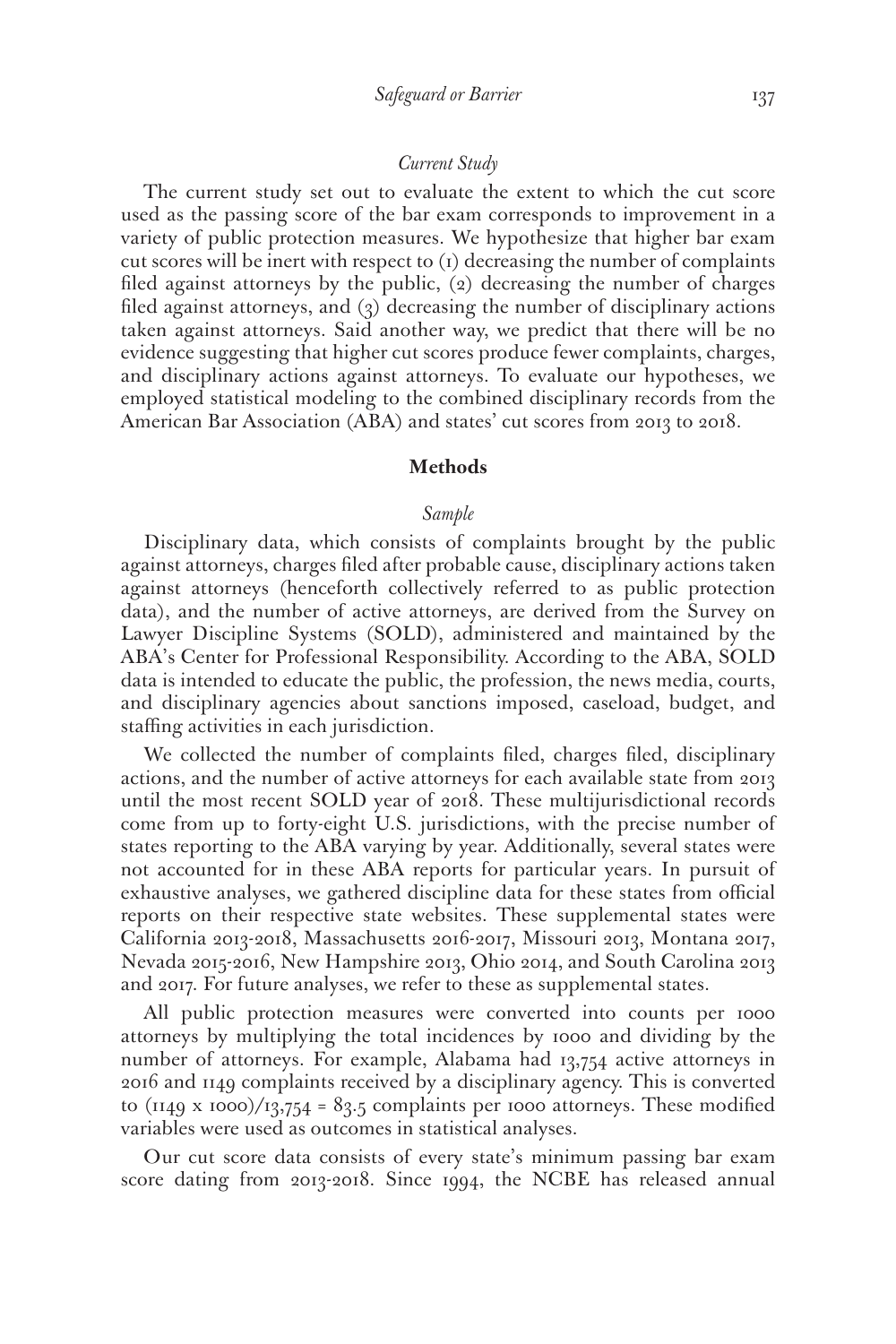### *Current Study*

The current study set out to evaluate the extent to which the cut score used as the passing score of the bar exam corresponds to improvement in a variety of public protection measures. We hypothesize that higher bar exam cut scores will be inert with respect to (1) decreasing the number of complaints filed against attorneys by the public, (2) decreasing the number of charges filed against attorneys, and (3) decreasing the number of disciplinary actions taken against attorneys. Said another way, we predict that there will be no evidence suggesting that higher cut scores produce fewer complaints, charges, and disciplinary actions against attorneys. To evaluate our hypotheses, we employed statistical modeling to the combined disciplinary records from the American Bar Association (ABA) and states' cut scores from 2013 to 2018.

## **Methods**

### *Sample*

Disciplinary data, which consists of complaints brought by the public against attorneys, charges filed after probable cause, disciplinary actions taken against attorneys (henceforth collectively referred to as public protection data), and the number of active attorneys, are derived from the Survey on Lawyer Discipline Systems (SOLD), administered and maintained by the ABA's Center for Professional Responsibility. According to the ABA, SOLD data is intended to educate the public, the profession, the news media, courts, and disciplinary agencies about sanctions imposed, caseload, budget, and staffing activities in each jurisdiction.

We collected the number of complaints filed, charges filed, disciplinary actions, and the number of active attorneys for each available state from 2013 until the most recent SOLD year of 2018. These multijurisdictional records come from up to forty-eight U.S. jurisdictions, with the precise number of states reporting to the ABA varying by year. Additionally, several states were not accounted for in these ABA reports for particular years. In pursuit of exhaustive analyses, we gathered discipline data for these states from official reports on their respective state websites. These supplemental states were California 2013-2018, Massachusetts 2016-2017, Missouri 2013, Montana 2017, Nevada 2015-2016, New Hampshire 2013, Ohio 2014, and South Carolina 2013 and 2017. For future analyses, we refer to these as supplemental states.

All public protection measures were converted into counts per 1000 attorneys by multiplying the total incidences by 1000 and dividing by the number of attorneys. For example, Alabama had 13,754 active attorneys in 2016 and 1149 complaints received by a disciplinary agency. This is converted to (1149 x 1000)/13,754 = 83.5 complaints per 1000 attorneys. These modified variables were used as outcomes in statistical analyses.

Our cut score data consists of every state's minimum passing bar exam score dating from 2013-2018. Since 1994, the NCBE has released annual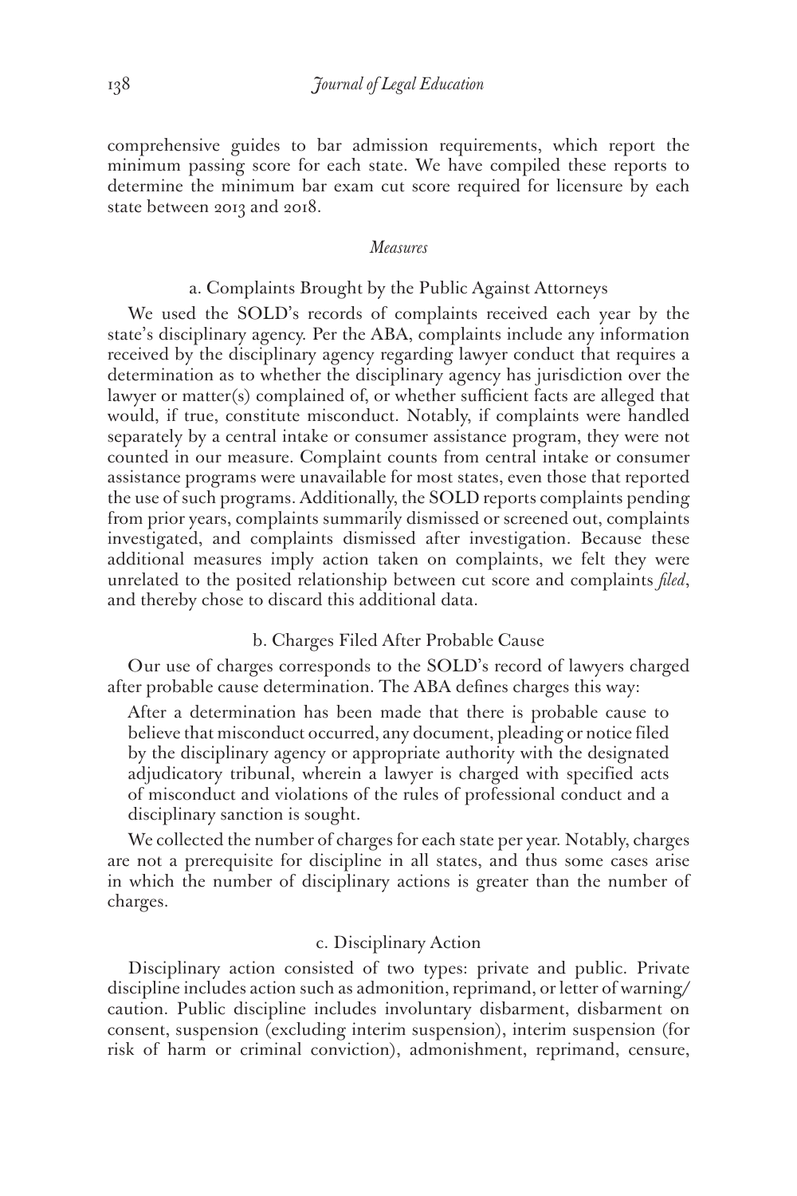comprehensive guides to bar admission requirements, which report the minimum passing score for each state. We have compiled these reports to determine the minimum bar exam cut score required for licensure by each state between 2013 and 2018.

### *Measures*

#### a. Complaints Brought by the Public Against Attorneys

We used the SOLD's records of complaints received each year by the state's disciplinary agency. Per the ABA, complaints include any information received by the disciplinary agency regarding lawyer conduct that requires a determination as to whether the disciplinary agency has jurisdiction over the lawyer or matter(s) complained of, or whether sufficient facts are alleged that would, if true, constitute misconduct. Notably, if complaints were handled separately by a central intake or consumer assistance program, they were not counted in our measure. Complaint counts from central intake or consumer assistance programs were unavailable for most states, even those that reported the use of such programs. Additionally, the SOLD reports complaints pending from prior years, complaints summarily dismissed or screened out, complaints investigated, and complaints dismissed after investigation. Because these additional measures imply action taken on complaints, we felt they were unrelated to the posited relationship between cut score and complaints *filed*, and thereby chose to discard this additional data.

#### b. Charges Filed After Probable Cause

Our use of charges corresponds to the SOLD's record of lawyers charged after probable cause determination. The ABA defines charges this way:

> After a determination has been made that there is probable cause to believe that misconduct occurred, any document, pleading or notice filed by the disciplinary agency or appropriate authority with the designated adjudicatory tribunal, wherein a lawyer is charged with specified acts of misconduct and violations of the rules of professional conduct and a disciplinary sanction is sought.

We collected the number of charges for each state per year. Notably, charges are not a prerequisite for discipline in all states, and thus some cases arise in which the number of disciplinary actions is greater than the number of charges.

#### c. Disciplinary Action

Disciplinary action consisted of two types: private and public. Private discipline includes action such as admonition, reprimand, or letter of warning/caution. Public discipline includes involuntary disbarment, disbarment on consent, suspension (excluding interim suspension), interim suspension (for risk of harm or criminal conviction), admonishment, reprimand, censure,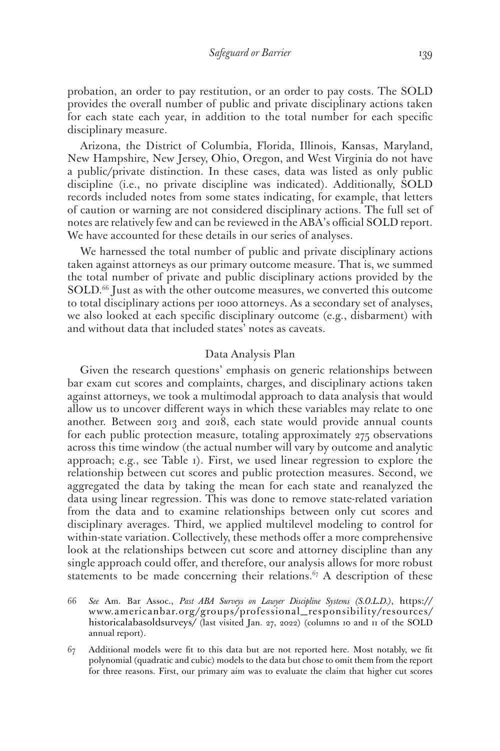probation, an order to pay restitution, or an order to pay costs. The SOLD provides the overall number of public and private disciplinary actions taken for each state each year, in addition to the total number for each specific disciplinary measure.

Arizona, the District of Columbia, Florida, Illinois, Kansas, Maryland, New Hampshire, New Jersey, Ohio, Oregon, and West Virginia do not have a public/private distinction. In these cases, data was listed as only public discipline (i.e., no private discipline was indicated). Additionally, SOLD records included notes from some states indicating, for example, that letters of caution or warning are not considered disciplinary actions. The full set of notes are relatively few and can be reviewed in the ABA's official SOLD report. We have accounted for these details in our series of analyses.

We harnessed the total number of public and private disciplinary actions taken against attorneys as our primary outcome measure. That is, we summed the total number of private and public disciplinary actions provided by the SOLD.[66] Just as with the other outcome measures, we converted this outcome to total disciplinary actions per 1000 attorneys. As a secondary set of analyses, we also looked at each specific disciplinary outcome (e.g., disbarment) with and without data that included states' notes as caveats.

## Data Analysis Plan

Given the research questions' emphasis on generic relationships between bar exam cut scores and complaints, charges, and disciplinary actions taken against attorneys, we took a multimodal approach to data analysis that would allow us to uncover different ways in which these variables may relate to one another. Between 2013 and 2018, each state would provide annual counts for each public protection measure, totaling approximately 275 observations across this time window (the actual number will vary by outcome and analytic approach; e.g., see Table 1). First, we used linear regression to explore the relationship between cut scores and public protection measures. Second, we aggregated the data by taking the mean for each state and reanalyzed the data using linear regression. This was done to remove state-related variation from the data and to examine relationships between only cut scores and disciplinary averages. Third, we applied multilevel modeling to control for within-state variation. Collectively, these methods offer a more comprehensive look at the relationships between cut score and attorney discipline than any single approach could offer, and therefore, our analysis allows for more robust statements to be made concerning their relations.[67] A description of these

66 *See* Am. Bar Assoc., *Past ABA Surveys on Lawyer Discipline Systems (S.O.L.D.)*, https://www.americanbar.org/groups/professional_responsibility/resources/historicalabasoldsurveys/ (last visited Jan. 27, 2022) (columns 10 and 11 of the SOLD annual report).

67 Additional models were fit to this data but are not reported here. Most notably, we fit polynomial (quadratic and cubic) models to the data but chose to omit them from the report for three reasons. First, our primary aim was to evaluate the claim that higher cut scores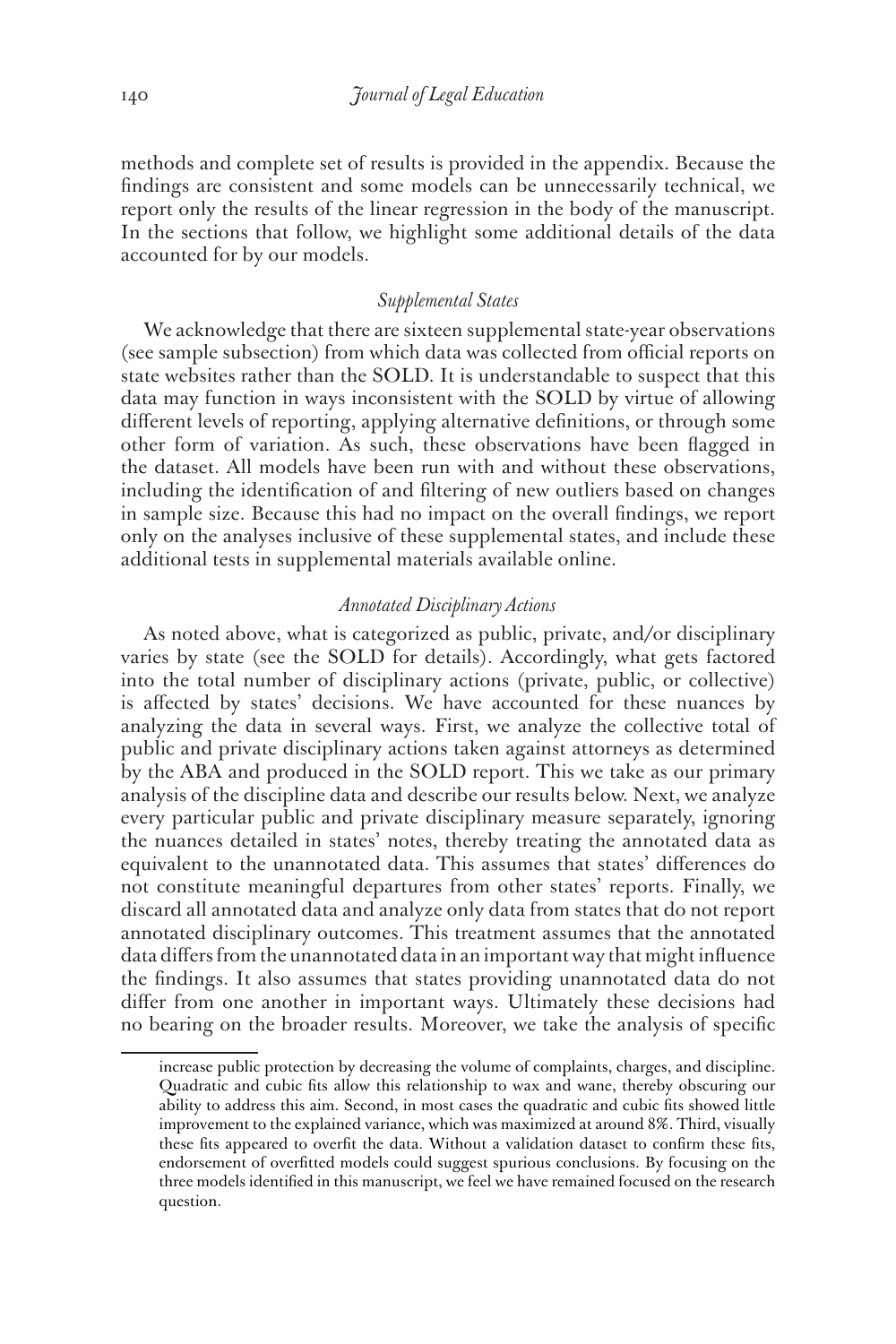methods and complete set of results is provided in the appendix. Because the findings are consistent and some models can be unnecessarily technical, we report only the results of the linear regression in the body of the manuscript. In the sections that follow, we highlight some additional details of the data accounted for by our models.

### *Supplemental States*

We acknowledge that there are sixteen supplemental state-year observations (see sample subsection) from which data was collected from official reports on state websites rather than the SOLD. It is understandable to suspect that this data may function in ways inconsistent with the SOLD by virtue of allowing different levels of reporting, applying alternative definitions, or through some other form of variation. As such, these observations have been flagged in the dataset. All models have been run with and without these observations, including the identification of and filtering of new outliers based on changes in sample size. Because this had no impact on the overall findings, we report only on the analyses inclusive of these supplemental states, and include these additional tests in supplemental materials available online.

### *Annotated Disciplinary Actions*

As noted above, what is categorized as public, private, and/or disciplinary varies by state (see the SOLD for details). Accordingly, what gets factored into the total number of disciplinary actions (private, public, or collective) is affected by states' decisions. We have accounted for these nuances by analyzing the data in several ways. First, we analyze the collective total of public and private disciplinary actions taken against attorneys as determined by the ABA and produced in the SOLD report. This we take as our primary analysis of the discipline data and describe our results below. Next, we analyze every particular public and private disciplinary measure separately, ignoring the nuances detailed in states' notes, thereby treating the annotated data as equivalent to the unannotated data. This assumes that states' differences do not constitute meaningful departures from other states' reports. Finally, we discard all annotated data and analyze only data from states that do not report annotated disciplinary outcomes. This treatment assumes that the annotated data differs from the unannotated data in an important way that might influence the findings. It also assumes that states providing unannotated data do not differ from one another in important ways. Ultimately these decisions had no bearing on the broader results. Moreover, we take the analysis of specific

---

increase public protection by decreasing the volume of complaints, charges, and discipline. Quadratic and cubic fits allow this relationship to wax and wane, thereby obscuring our ability to address this aim. Second, in most cases the quadratic and cubic fits showed little improvement to the explained variance, which was maximized at around 8%. Third, visually these fits appeared to overfit the data. Without a validation dataset to confirm these fits, endorsement of overfitted models could suggest spurious conclusions. By focusing on the three models identified in this manuscript, we feel we have remained focused on the research question.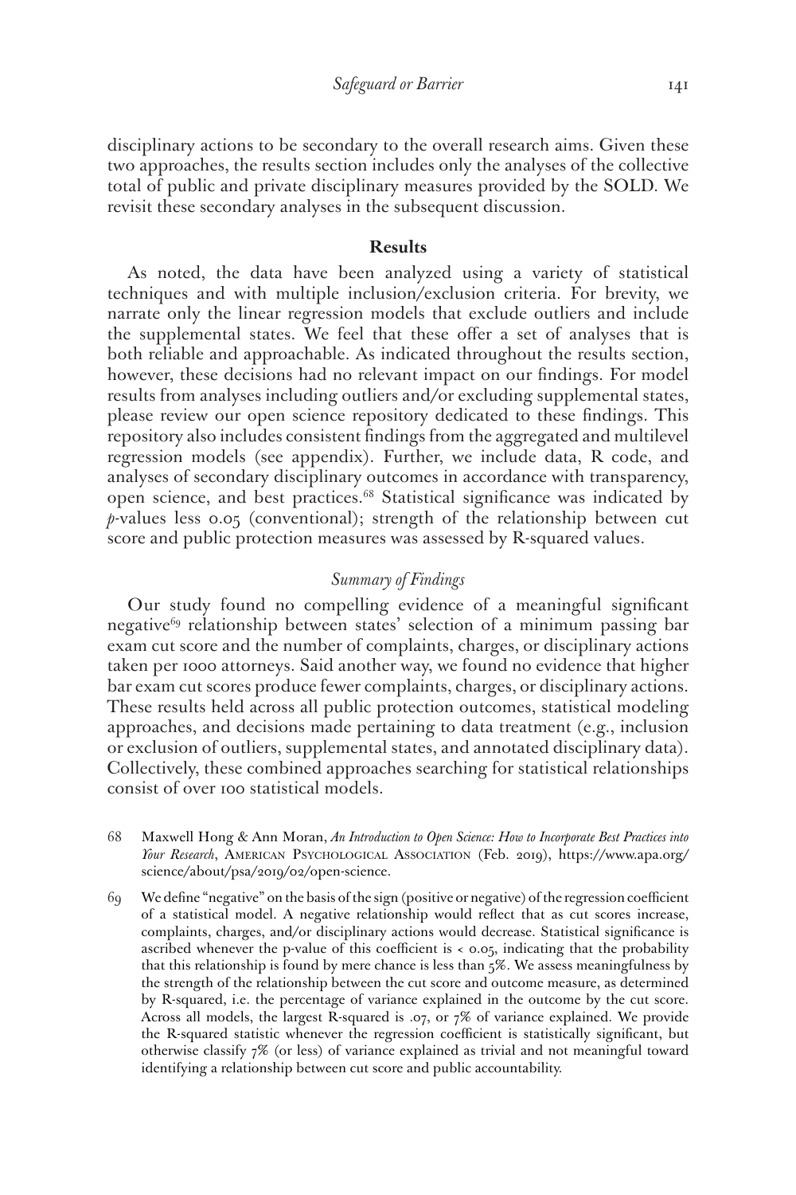disciplinary actions to be secondary to the overall research aims. Given these two approaches, the results section includes only the analyses of the collective total of public and private disciplinary measures provided by the SOLD. We revisit these secondary analyses in the subsequent discussion.

## Results

As noted, the data have been analyzed using a variety of statistical techniques and with multiple inclusion/exclusion criteria. For brevity, we narrate only the linear regression models that exclude outliers and include the supplemental states. We feel that these offer a set of analyses that is both reliable and approachable. As indicated throughout the results section, however, these decisions had no relevant impact on our findings. For model results from analyses including outliers and/or excluding supplemental states, please review our open science repository dedicated to these findings. This repository also includes consistent findings from the aggregated and multilevel regression models (see appendix). Further, we include data, R code, and analyses of secondary disciplinary outcomes in accordance with transparency, open science, and best practices.[68] Statistical significance was indicated by $p$-values less 0.05 (conventional); strength of the relationship between cut score and public protection measures was assessed by R-squared values.

### *Summary of Findings*

Our study found no compelling evidence of a meaningful significant negative[69] relationship between states' selection of a minimum passing bar exam cut score and the number of complaints, charges, or disciplinary actions taken per 1000 attorneys. Said another way, we found no evidence that higher bar exam cut scores produce fewer complaints, charges, or disciplinary actions. These results held across all public protection outcomes, statistical modeling approaches, and decisions made pertaining to data treatment (e.g., inclusion or exclusion of outliers, supplemental states, and annotated disciplinary data). Collectively, these combined approaches searching for statistical relationships consist of over 100 statistical models.

---

68 Maxwell Hong & Ann Moran, *An Introduction to Open Science: How to Incorporate Best Practices into Your Research*, American Psychological Association (Feb. 2019), https://www.apa.org/science/about/psa/2019/02/open-science.

69 We define "negative" on the basis of the sign (positive or negative) of the regression coefficient of a statistical model. A negative relationship would reflect that as cut scores increase, complaints, charges, and/or disciplinary actions would decrease. Statistical significance is ascribed whenever the p-value of this coefficient is $< 0.05$, indicating that the probability that this relationship is found by mere chance is less than 5%. We assess meaningfulness by the strength of the relationship between the cut score and outcome measure, as determined by R-squared, i.e. the percentage of variance explained in the outcome by the cut score. Across all models, the largest R-squared is .07, or 7% of variance explained. We provide the R-squared statistic whenever the regression coefficient is statistically significant, but otherwise classify 7% (or less) of variance explained as trivial and not meaningful toward identifying a relationship between cut score and public accountability.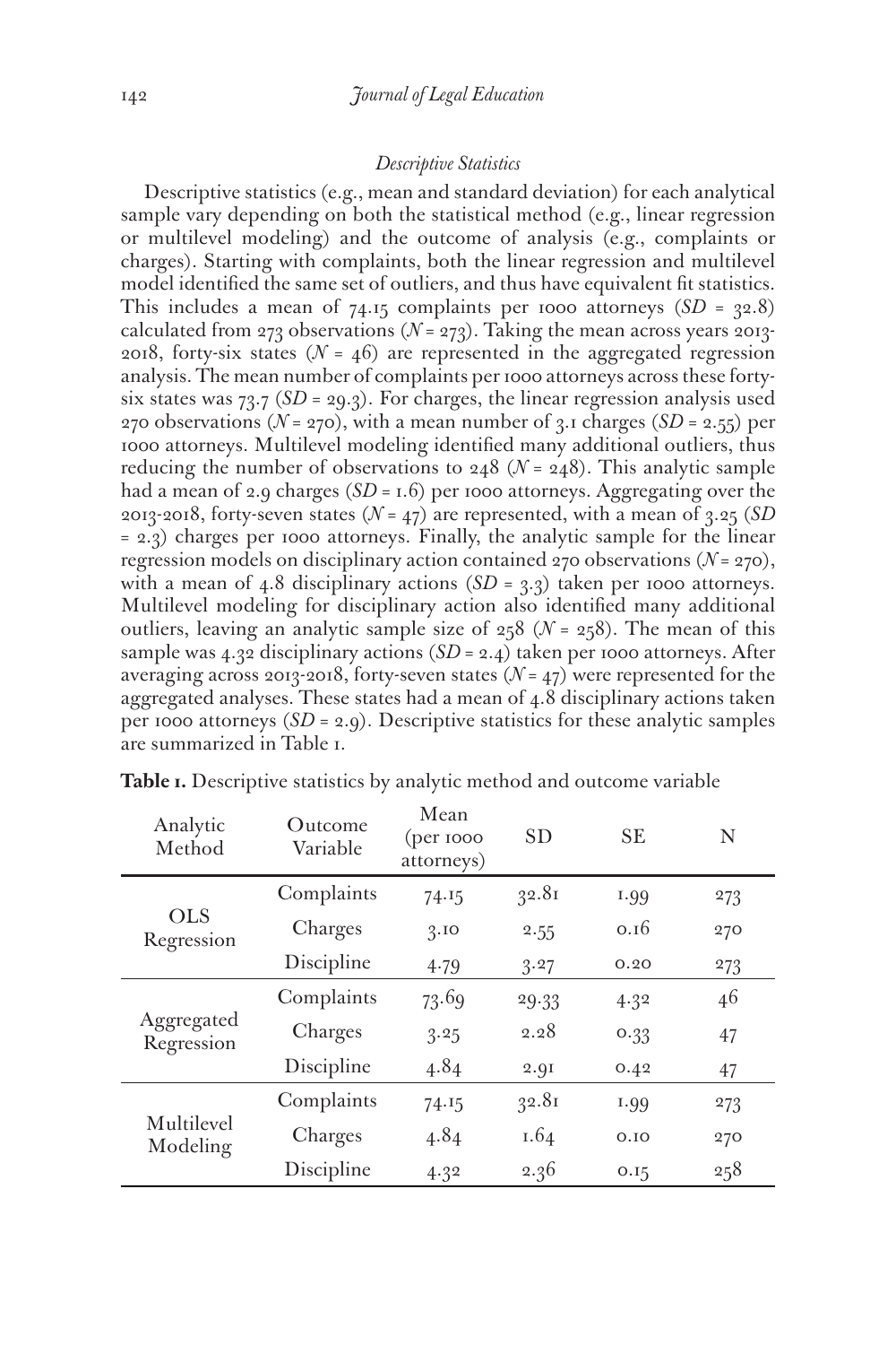*Descriptive Statistics*

Descriptive statistics (e.g., mean and standard deviation) for each analytical sample vary depending on both the statistical method (e.g., linear regression or multilevel modeling) and the outcome of analysis (e.g., complaints or charges). Starting with complaints, both the linear regression and multilevel model identified the same set of outliers, and thus have equivalent fit statistics. This includes a mean of 74.15 complaints per 1000 attorneys (*SD* = 32.8) calculated from 273 observations (*N* = 273). Taking the mean across years 2013-2018, forty-six states (*N* = 46) are represented in the aggregated regression analysis. The mean number of complaints per 1000 attorneys across these forty-six states was 73.7 (*SD* = 29.3). For charges, the linear regression analysis used 270 observations (*N* = 270), with a mean number of 3.1 charges (*SD* = 2.55) per 1000 attorneys. Multilevel modeling identified many additional outliers, thus reducing the number of observations to 248 (*N* = 248). This analytic sample had a mean of 2.9 charges (*SD* = 1.6) per 1000 attorneys. Aggregating over the 2013-2018, forty-seven states (*N* = 47) are represented, with a mean of 3.25 (*SD* = 2.3) charges per 1000 attorneys. Finally, the analytic sample for the linear regression models on disciplinary action contained 270 observations (*N* = 270), with a mean of 4.8 disciplinary actions (*SD* = 3.3) taken per 1000 attorneys. Multilevel modeling for disciplinary action also identified many additional outliers, leaving an analytic sample size of 258 (*N* = 258). The mean of this sample was 4.32 disciplinary actions (*SD* = 2.4) taken per 1000 attorneys. After averaging across 2013-2018, forty-seven states (*N* = 47) were represented for the aggregated analyses. These states had a mean of 4.8 disciplinary actions taken per 1000 attorneys (*SD* = 2.9). Descriptive statistics for these analytic samples are summarized in Table 1.

**Table 1.** Descriptive statistics by analytic method and outcome variable

| Analytic Method | Outcome Variable | Mean (per 1000 attorneys) | SD | SE | N |
|---|---|---|---|---|---|
| OLS Regression | Complaints | 74.15 | 32.81 | 1.99 | 273 |
| | Charges | 3.10 | 2.55 | 0.16 | 270 |
| | Discipline | 4.79 | 3.27 | 0.20 | 273 |
| Aggregated Regression | Complaints | 73.69 | 29.33 | 4.32 | 46 |
| | Charges | 3.25 | 2.28 | 0.33 | 47 |
| | Discipline | 4.84 | 2.91 | 0.42 | 47 |
| Multilevel Modeling | Complaints | 74.15 | 32.81 | 1.99 | 273 |
| | Charges | 4.84 | 1.64 | 0.10 | 270 |
| | Discipline | 4.32 | 2.36 | 0.15 | 258 |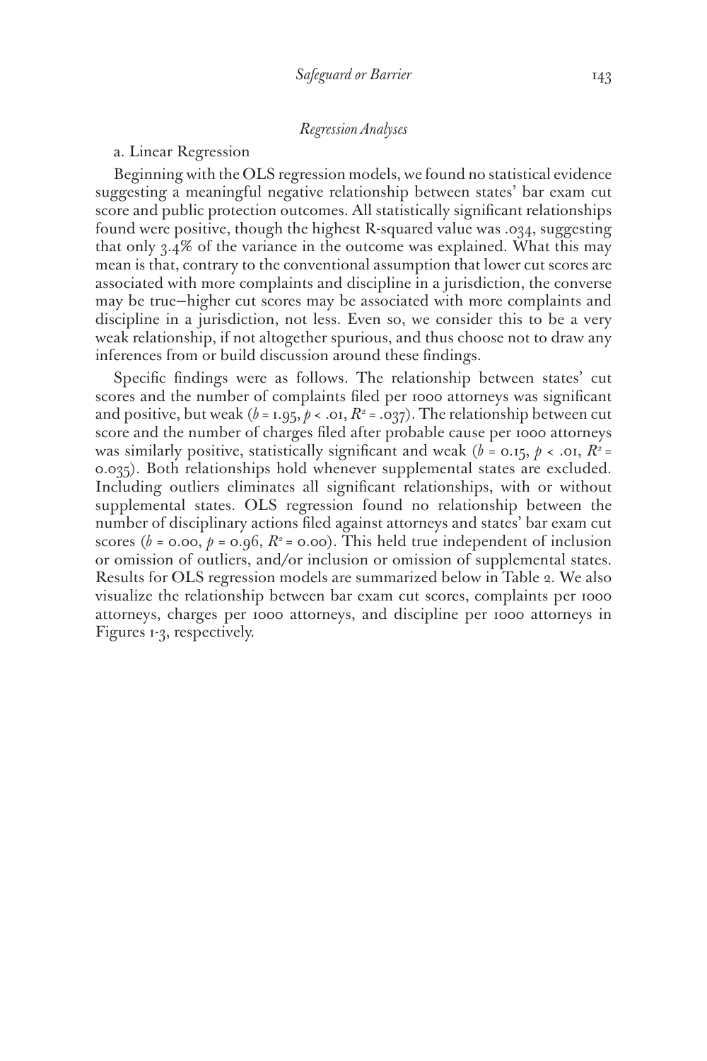*Regression Analyses*

a. Linear Regression

Beginning with the OLS regression models, we found no statistical evidence suggesting a meaningful negative relationship between states' bar exam cut score and public protection outcomes. All statistically significant relationships found were positive, though the highest R-squared value was .034, suggesting that only 3.4% of the variance in the outcome was explained. What this may mean is that, contrary to the conventional assumption that lower cut scores are associated with more complaints and discipline in a jurisdiction, the converse may be true—higher cut scores may be associated with more complaints and discipline in a jurisdiction, not less. Even so, we consider this to be a very weak relationship, if not altogether spurious, and thus choose not to draw any inferences from or build discussion around these findings.

Specific findings were as follows. The relationship between states' cut scores and the number of complaints filed per 1000 attorneys was significant and positive, but weak ($b = 1.95$, $p < .01$, $R^2 = .037$). The relationship between cut score and the number of charges filed after probable cause per 1000 attorneys was similarly positive, statistically significant and weak ($b = 0.15$, $p < .01$, $R^2 = 0.035$). Both relationships hold whenever supplemental states are excluded. Including outliers eliminates all significant relationships, with or without supplemental states. OLS regression found no relationship between the number of disciplinary actions filed against attorneys and states' bar exam cut scores ($b = 0.00$, $p = 0.96$, $R^2 = 0.00$). This held true independent of inclusion or omission of outliers, and/or inclusion or omission of supplemental states. Results for OLS regression models are summarized below in Table 2. We also visualize the relationship between bar exam cut scores, complaints per 1000 attorneys, charges per 1000 attorneys, and discipline per 1000 attorneys in Figures 1-3, respectively.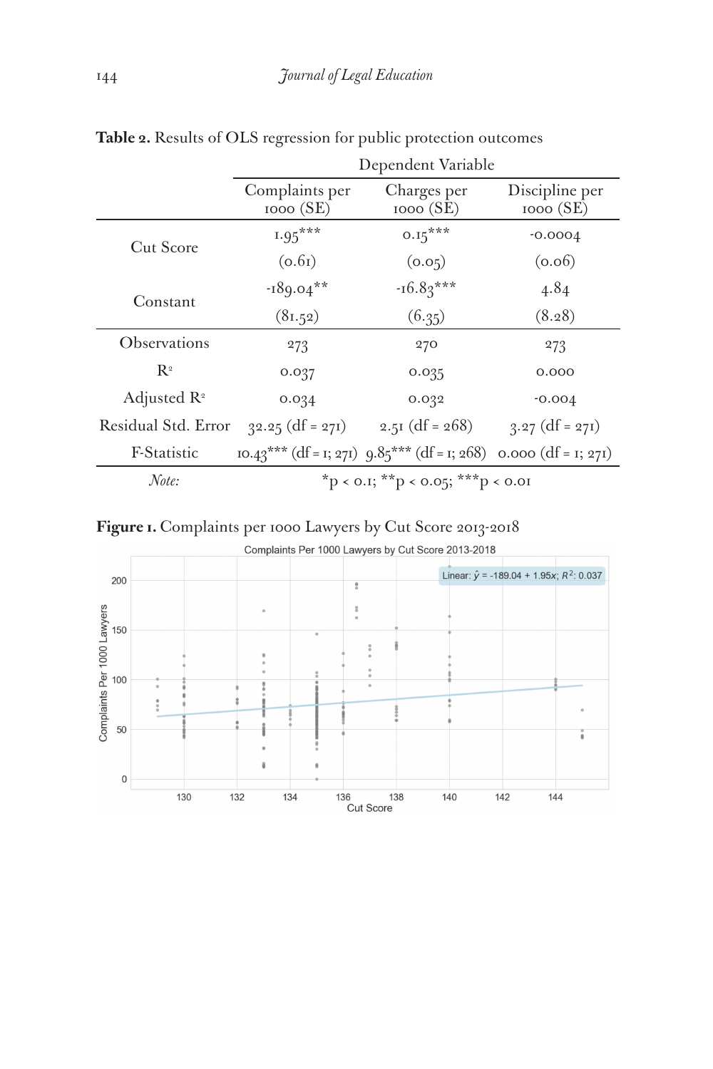**Table 2.** Results of OLS regression for public protection outcomes

| | Dependent Variable | | |
|---|---|---|---|
| | Complaints per 1000 (SE) | Charges per 1000 (SE) | Discipline per 1000 (SE) |
| Cut Score | 1.95*** | 0.15*** | -0.0004 |
| | (0.61) | (0.05) | (0.06) |
| Constant | -189.04** | -16.83*** | 4.84 |
| | (81.52) | (6.35) | (8.28) |
| Observations | 273 | 270 | 273 |
| $R^2$ | 0.037 | 0.035 | 0.000 |
| Adjusted $R^2$ | 0.034 | 0.032 | -0.004 |
| Residual Std. Error | 32.25 (df = 271) | 2.51 (df = 268) | 3.27 (df = 271) |
| F-Statistic | 10.43*** (df = 1; 271) | 9.85*** (df = 1; 268) | 0.000 (df = 1; 271) |
| *Note:* | *p < 0.1; **p < 0.05; ***p < 0.01 | | |

**Figure 1.** Complaints per 1000 Lawyers by Cut Score 2013-2018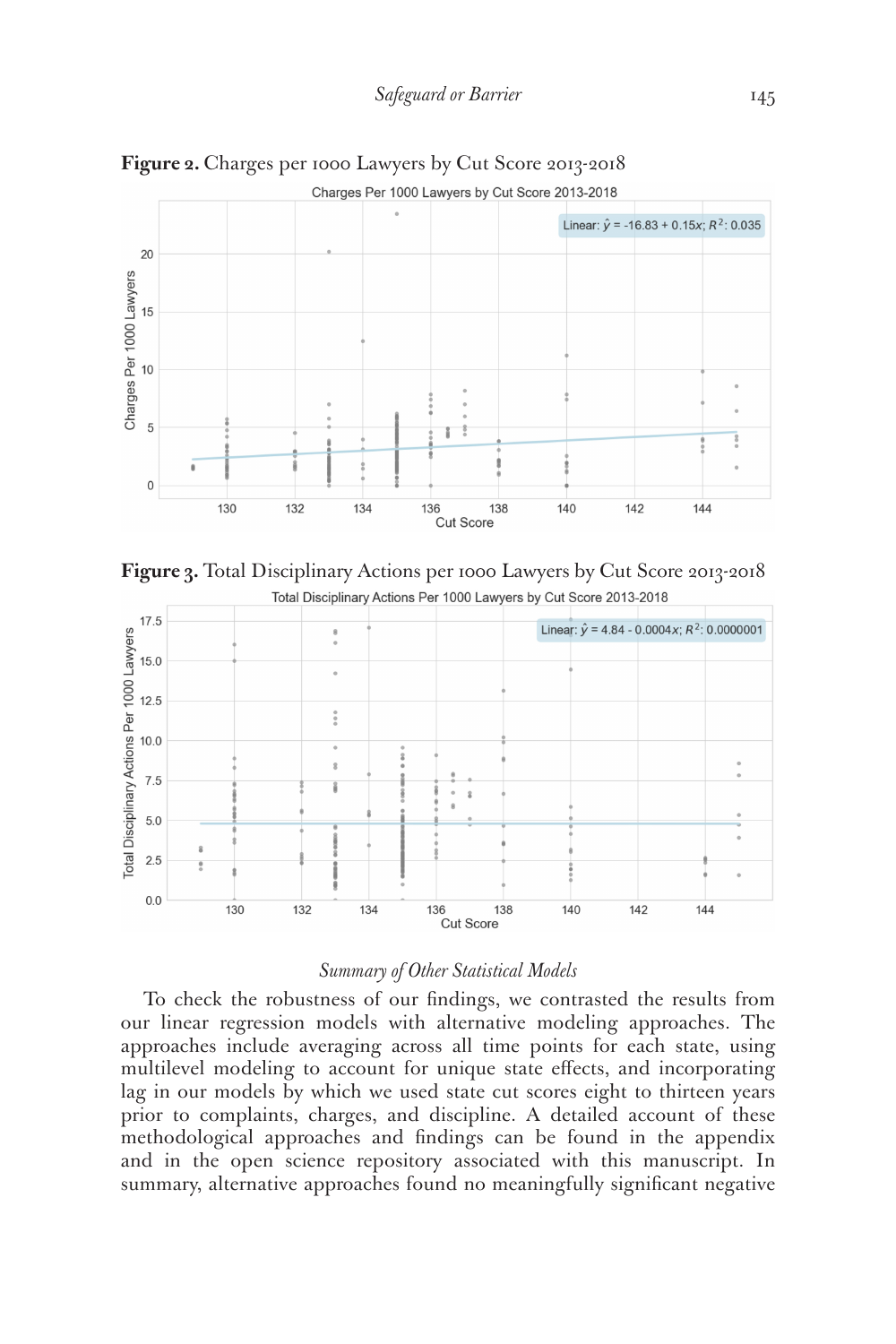**Figure 2.** Charges per 1000 Lawyers by Cut Score 2013-2018

**Figure 3.** Total Disciplinary Actions per 1000 Lawyers by Cut Score 2013-2018

*Summary of Other Statistical Models*

To check the robustness of our findings, we contrasted the results from our linear regression models with alternative modeling approaches. The approaches include averaging across all time points for each state, using multilevel modeling to account for unique state effects, and incorporating lag in our models by which we used state cut scores eight to thirteen years prior to complaints, charges, and discipline. A detailed account of these methodological approaches and findings can be found in the appendix and in the open science repository associated with this manuscript. In summary, alternative approaches found no meaningfully significant negative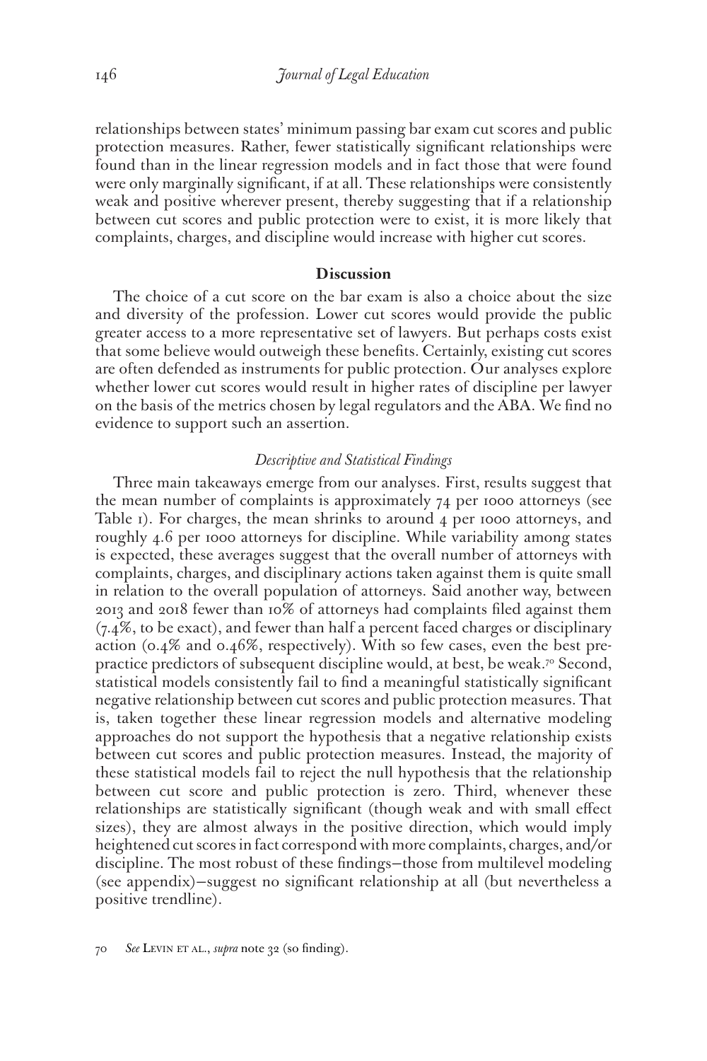relationships between states' minimum passing bar exam cut scores and public protection measures. Rather, fewer statistically significant relationships were found than in the linear regression models and in fact those that were found were only marginally significant, if at all. These relationships were consistently weak and positive wherever present, thereby suggesting that if a relationship between cut scores and public protection were to exist, it is more likely that complaints, charges, and discipline would increase with higher cut scores.

## Discussion

The choice of a cut score on the bar exam is also a choice about the size and diversity of the profession. Lower cut scores would provide the public greater access to a more representative set of lawyers. But perhaps costs exist that some believe would outweigh these benefits. Certainly, existing cut scores are often defended as instruments for public protection. Our analyses explore whether lower cut scores would result in higher rates of discipline per lawyer on the basis of the metrics chosen by legal regulators and the ABA. We find no evidence to support such an assertion.

### *Descriptive and Statistical Findings*

Three main takeaways emerge from our analyses. First, results suggest that the mean number of complaints is approximately 74 per 1000 attorneys (see Table 1). For charges, the mean shrinks to around 4 per 1000 attorneys, and roughly 4.6 per 1000 attorneys for discipline. While variability among states is expected, these averages suggest that the overall number of attorneys with complaints, charges, and disciplinary actions taken against them is quite small in relation to the overall population of attorneys. Said another way, between 2013 and 2018 fewer than 10% of attorneys had complaints filed against them (7.4%, to be exact), and fewer than half a percent faced charges or disciplinary action (0.4% and 0.46%, respectively). With so few cases, even the best pre-practice predictors of subsequent discipline would, at best, be weak.[70] Second, statistical models consistently fail to find a meaningful statistically significant negative relationship between cut scores and public protection measures. That is, taken together these linear regression models and alternative modeling approaches do not support the hypothesis that a negative relationship exists between cut scores and public protection measures. Instead, the majority of these statistical models fail to reject the null hypothesis that the relationship between cut score and public protection is zero. Third, whenever these relationships are statistically significant (though weak and with small effect sizes), they are almost always in the positive direction, which would imply heightened cut scores in fact correspond with more complaints, charges, and/or discipline. The most robust of these findings—those from multilevel modeling (see appendix)—suggest no significant relationship at all (but nevertheless a positive trendline).

70 *See* Levin et al., *supra* note 32 (so finding).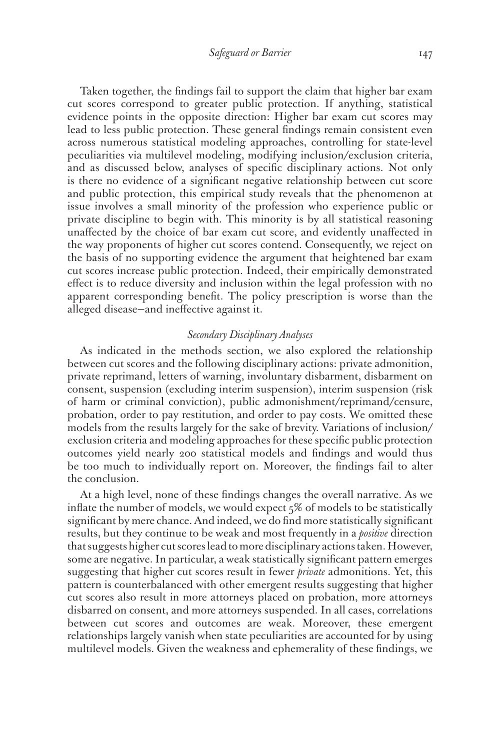Taken together, the findings fail to support the claim that higher bar exam cut scores correspond to greater public protection. If anything, statistical evidence points in the opposite direction: Higher bar exam cut scores may lead to less public protection. These general findings remain consistent even across numerous statistical modeling approaches, controlling for state-level peculiarities via multilevel modeling, modifying inclusion/exclusion criteria, and as discussed below, analyses of specific disciplinary actions. Not only is there no evidence of a significant negative relationship between cut score and public protection, this empirical study reveals that the phenomenon at issue involves a small minority of the profession who experience public or private discipline to begin with. This minority is by all statistical reasoning unaffected by the choice of bar exam cut score, and evidently unaffected in the way proponents of higher cut scores contend. Consequently, we reject on the basis of no supporting evidence the argument that heightened bar exam cut scores increase public protection. Indeed, their empirically demonstrated effect is to reduce diversity and inclusion within the legal profession with no apparent corresponding benefit. The policy prescription is worse than the alleged disease—and ineffective against it.

### *Secondary Disciplinary Analyses*

As indicated in the methods section, we also explored the relationship between cut scores and the following disciplinary actions: private admonition, private reprimand, letters of warning, involuntary disbarment, disbarment on consent, suspension (excluding interim suspension), interim suspension (risk of harm or criminal conviction), public admonishment/reprimand/censure, probation, order to pay restitution, and order to pay costs. We omitted these models from the results largely for the sake of brevity. Variations of inclusion/exclusion criteria and modeling approaches for these specific public protection outcomes yield nearly 200 statistical models and findings and would thus be too much to individually report on. Moreover, the findings fail to alter the conclusion.

At a high level, none of these findings changes the overall narrative. As we inflate the number of models, we would expect 5% of models to be statistically significant by mere chance. And indeed, we do find more statistically significant results, but they continue to be weak and most frequently in a *positive* direction that suggests higher cut scores lead to more disciplinary actions taken. However, some are negative. In particular, a weak statistically significant pattern emerges suggesting that higher cut scores result in fewer *private* admonitions. Yet, this pattern is counterbalanced with other emergent results suggesting that higher cut scores also result in more attorneys placed on probation, more attorneys disbarred on consent, and more attorneys suspended. In all cases, correlations between cut scores and outcomes are weak. Moreover, these emergent relationships largely vanish when state peculiarities are accounted for by using multilevel models. Given the weakness and ephemerality of these findings, we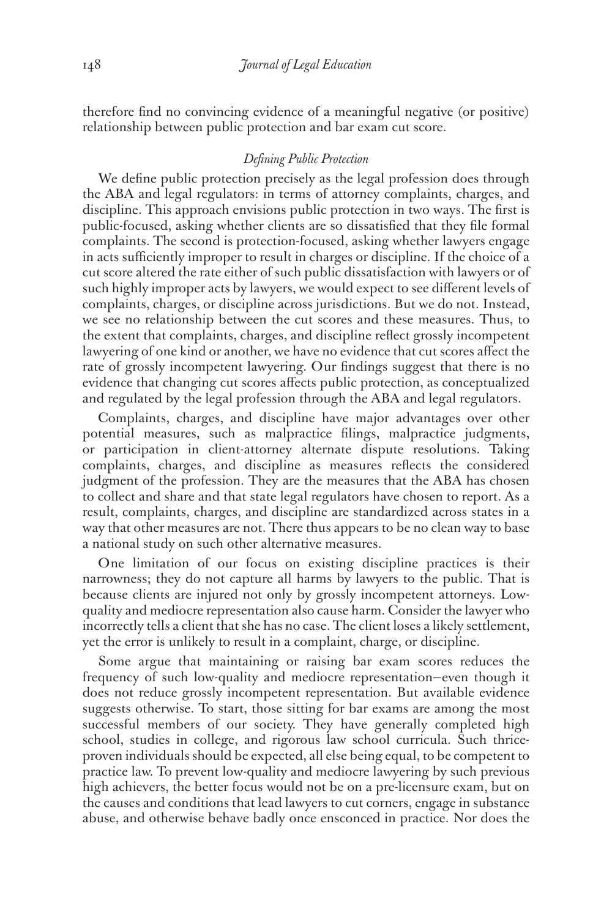therefore find no convincing evidence of a meaningful negative (or positive) relationship between public protection and bar exam cut score.

### *Defining Public Protection*

We define public protection precisely as the legal profession does through the ABA and legal regulators: in terms of attorney complaints, charges, and discipline. This approach envisions public protection in two ways. The first is public-focused, asking whether clients are so dissatisfied that they file formal complaints. The second is protection-focused, asking whether lawyers engage in acts sufficiently improper to result in charges or discipline. If the choice of a cut score altered the rate either of such public dissatisfaction with lawyers or of such highly improper acts by lawyers, we would expect to see different levels of complaints, charges, or discipline across jurisdictions. But we do not. Instead, we see no relationship between the cut scores and these measures. Thus, to the extent that complaints, charges, and discipline reflect grossly incompetent lawyering of one kind or another, we have no evidence that cut scores affect the rate of grossly incompetent lawyering. Our findings suggest that there is no evidence that changing cut scores affects public protection, as conceptualized and regulated by the legal profession through the ABA and legal regulators.

Complaints, charges, and discipline have major advantages over other potential measures, such as malpractice filings, malpractice judgments, or participation in client-attorney alternate dispute resolutions. Taking complaints, charges, and discipline as measures reflects the considered judgment of the profession. They are the measures that the ABA has chosen to collect and share and that state legal regulators have chosen to report. As a result, complaints, charges, and discipline are standardized across states in a way that other measures are not. There thus appears to be no clean way to base a national study on such other alternative measures.

One limitation of our focus on existing discipline practices is their narrowness; they do not capture all harms by lawyers to the public. That is because clients are injured not only by grossly incompetent attorneys. Low-quality and mediocre representation also cause harm. Consider the lawyer who incorrectly tells a client that she has no case. The client loses a likely settlement, yet the error is unlikely to result in a complaint, charge, or discipline.

Some argue that maintaining or raising bar exam scores reduces the frequency of such low-quality and mediocre representation—even though it does not reduce grossly incompetent representation. But available evidence suggests otherwise. To start, those sitting for bar exams are among the most successful members of our society. They have generally completed high school, studies in college, and rigorous law school curricula. Such thrice-proven individuals should be expected, all else being equal, to be competent to practice law. To prevent low-quality and mediocre lawyering by such previous high achievers, the better focus would not be on a pre-licensure exam, but on the causes and conditions that lead lawyers to cut corners, engage in substance abuse, and otherwise behave badly once ensconced in practice. Nor does the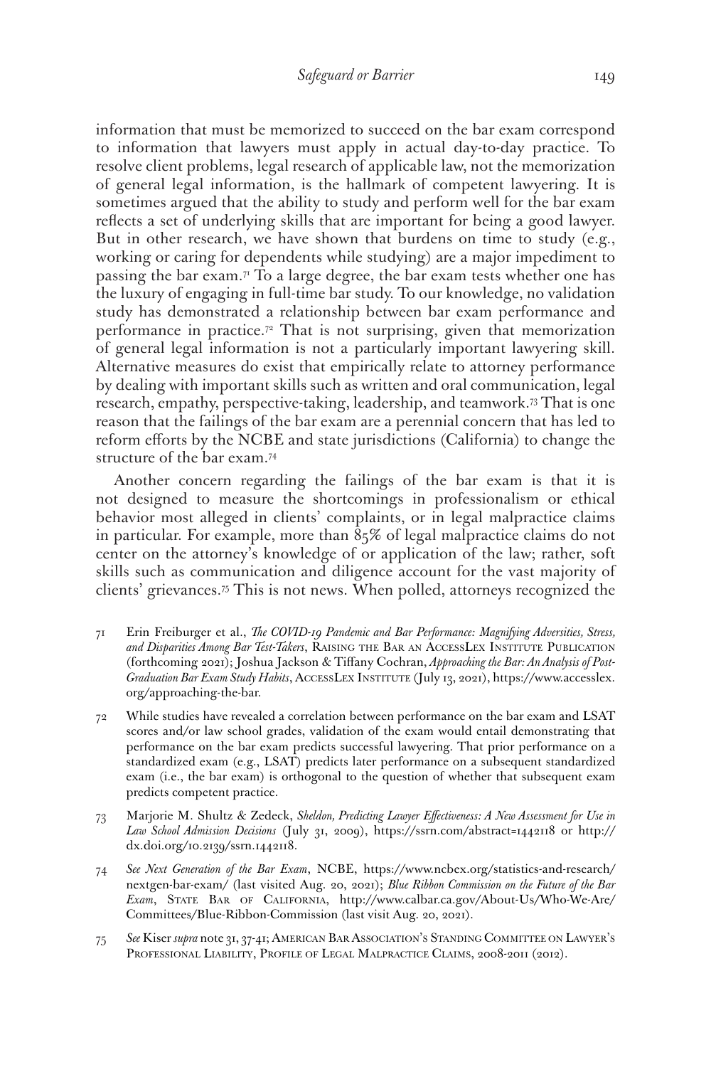information that must be memorized to succeed on the bar exam correspond to information that lawyers must apply in actual day-to-day practice. To resolve client problems, legal research of applicable law, not the memorization of general legal information, is the hallmark of competent lawyering. It is sometimes argued that the ability to study and perform well for the bar exam reflects a set of underlying skills that are important for being a good lawyer. But in other research, we have shown that burdens on time to study (e.g., working or caring for dependents while studying) are a major impediment to passing the bar exam.[71] To a large degree, the bar exam tests whether one has the luxury of engaging in full-time bar study. To our knowledge, no validation study has demonstrated a relationship between bar exam performance and performance in practice.[72] That is not surprising, given that memorization of general legal information is not a particularly important lawyering skill. Alternative measures do exist that empirically relate to attorney performance by dealing with important skills such as written and oral communication, legal research, empathy, perspective-taking, leadership, and teamwork.[73] That is one reason that the failings of the bar exam are a perennial concern that has led to reform efforts by the NCBE and state jurisdictions (California) to change the structure of the bar exam.[74]

Another concern regarding the failings of the bar exam is that it is not designed to measure the shortcomings in professionalism or ethical behavior most alleged in clients' complaints, or in legal malpractice claims in particular. For example, more than 85% of legal malpractice claims do not center on the attorney's knowledge of or application of the law; rather, soft skills such as communication and diligence account for the vast majority of clients' grievances.[75] This is not news. When polled, attorneys recognized the

---

71 Erin Freiburger et al., *The COVID-19 Pandemic and Bar Performance: Magnifying Adversities, Stress, and Disparities Among Bar Test-Takers*, Raising the Bar an AccessLex Institute Publication (forthcoming 2021); Joshua Jackson & Tiffany Cochran, *Approaching the Bar: An Analysis of Post-Graduation Bar Exam Study Habits*, AccessLex Institute (July 13, 2021), https://www.accesslex.org/approaching-the-bar.

72 While studies have revealed a correlation between performance on the bar exam and LSAT scores and/or law school grades, validation of the exam would entail demonstrating that performance on the bar exam predicts successful lawyering. That prior performance on a standardized exam (e.g., LSAT) predicts later performance on a subsequent standardized exam (i.e., the bar exam) is orthogonal to the question of whether that subsequent exam predicts competent practice.

73 Marjorie M. Shultz & Zedeck, *Sheldon, Predicting Lawyer Effectiveness: A New Assessment for Use in Law School Admission Decisions* (July 31, 2009), https://ssrn.com/abstract=1442118 or http://dx.doi.org/10.2139/ssrn.1442118.

74 *See Next Generation of the Bar Exam*, NCBE, https://www.ncbex.org/statistics-and-research/nextgen-bar-exam/ (last visited Aug. 20, 2021); *Blue Ribbon Commission on the Future of the Bar Exam*, State Bar of California, http://www.calbar.ca.gov/About-Us/Who-We-Are/Committees/Blue-Ribbon-Commission (last visit Aug. 20, 2021).

75 *See* Kiser *supra* note 31, 37-41; American Bar Association's Standing Committee on Lawyer's Professional Liability, Profile of Legal Malpractice Claims, 2008-2011 (2012).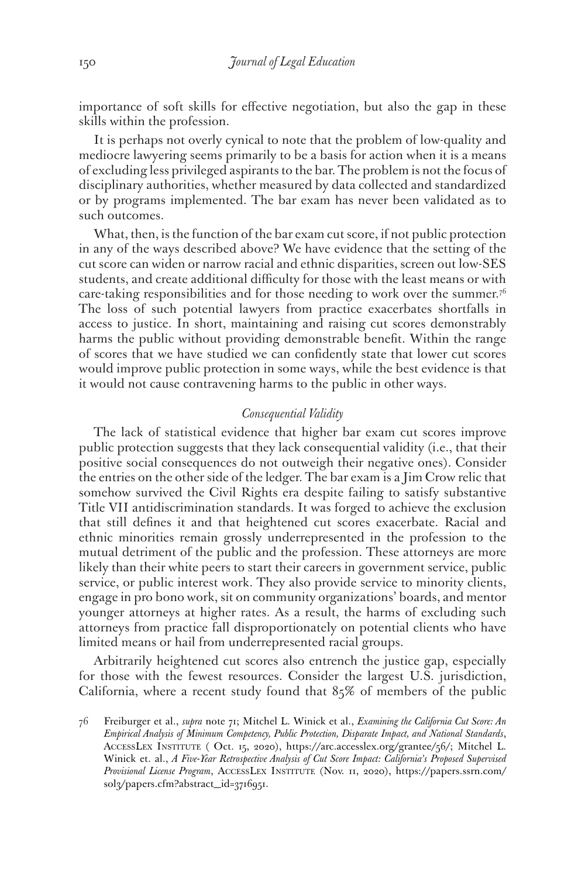importance of soft skills for effective negotiation, but also the gap in these skills within the profession.

It is perhaps not overly cynical to note that the problem of low-quality and mediocre lawyering seems primarily to be a basis for action when it is a means of excluding less privileged aspirants to the bar. The problem is not the focus of disciplinary authorities, whether measured by data collected and standardized or by programs implemented. The bar exam has never been validated as to such outcomes.

What, then, is the function of the bar exam cut score, if not public protection in any of the ways described above? We have evidence that the setting of the cut score can widen or narrow racial and ethnic disparities, screen out low-SES students, and create additional difficulty for those with the least means or with care-taking responsibilities and for those needing to work over the summer.[76] The loss of such potential lawyers from practice exacerbates shortfalls in access to justice. In short, maintaining and raising cut scores demonstrably harms the public without providing demonstrable benefit. Within the range of scores that we have studied we can confidently state that lower cut scores would improve public protection in some ways, while the best evidence is that it would not cause contravening harms to the public in other ways.

### *Consequential Validity*

The lack of statistical evidence that higher bar exam cut scores improve public protection suggests that they lack consequential validity (i.e., that their positive social consequences do not outweigh their negative ones). Consider the entries on the other side of the ledger. The bar exam is a Jim Crow relic that somehow survived the Civil Rights era despite failing to satisfy substantive Title VII antidiscrimination standards. It was forged to achieve the exclusion that still defines it and that heightened cut scores exacerbate. Racial and ethnic minorities remain grossly underrepresented in the profession to the mutual detriment of the public and the profession. These attorneys are more likely than their white peers to start their careers in government service, public service, or public interest work. They also provide service to minority clients, engage in pro bono work, sit on community organizations' boards, and mentor younger attorneys at higher rates. As a result, the harms of excluding such attorneys from practice fall disproportionately on potential clients who have limited means or hail from underrepresented racial groups.

Arbitrarily heightened cut scores also entrench the justice gap, especially for those with the fewest resources. Consider the largest U.S. jurisdiction, California, where a recent study found that 85% of members of the public

76 Freiburger et al., *supra* note 71; Mitchel L. Winick et al., *Examining the California Cut Score: An Empirical Analysis of Minimum Competency, Public Protection, Disparate Impact, and National Standards*, AccessLex Institute ( Oct. 15, 2020), https://arc.accesslex.org/grantee/56/; Mitchel L. Winick et. al., *A Five-Year Retrospective Analysis of Cut Score Impact: California's Proposed Supervised Provisional License Program*, AccessLex Institute (Nov. 11, 2020), https://papers.ssrn.com/sol3/papers.cfm?abstract_id=3716951.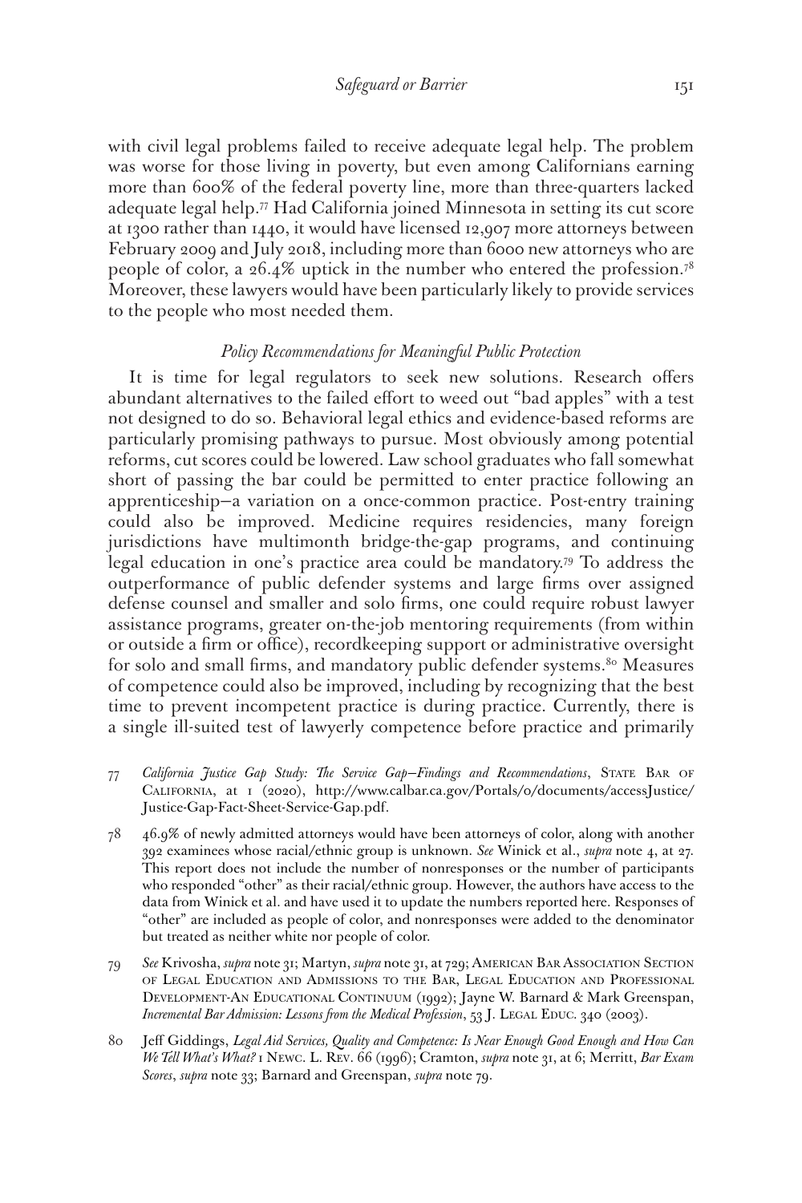with civil legal problems failed to receive adequate legal help. The problem was worse for those living in poverty, but even among Californians earning more than 600% of the federal poverty line, more than three-quarters lacked adequate legal help.[77] Had California joined Minnesota in setting its cut score at 1300 rather than 1440, it would have licensed 12,907 more attorneys between February 2009 and July 2018, including more than 6000 new attorneys who are people of color, a 26.4% uptick in the number who entered the profession.[78] Moreover, these lawyers would have been particularly likely to provide services to the people who most needed them.

### *Policy Recommendations for Meaningful Public Protection*

It is time for legal regulators to seek new solutions. Research offers abundant alternatives to the failed effort to weed out "bad apples" with a test not designed to do so. Behavioral legal ethics and evidence-based reforms are particularly promising pathways to pursue. Most obviously among potential reforms, cut scores could be lowered. Law school graduates who fall somewhat short of passing the bar could be permitted to enter practice following an apprenticeship—a variation on a once-common practice. Post-entry training could also be improved. Medicine requires residencies, many foreign jurisdictions have multimonth bridge-the-gap programs, and continuing legal education in one's practice area could be mandatory.[79] To address the outperformance of public defender systems and large firms over assigned defense counsel and smaller and solo firms, one could require robust lawyer assistance programs, greater on-the-job mentoring requirements (from within or outside a firm or office), recordkeeping support or administrative oversight for solo and small firms, and mandatory public defender systems.[80] Measures of competence could also be improved, including by recognizing that the best time to prevent incompetent practice is during practice. Currently, there is a single ill-suited test of lawyerly competence before practice and primarily

77 *California Justice Gap Study: The Service Gap—Findings and Recommendations*, State Bar of California, at 1 (2020), http://www.calbar.ca.gov/Portals/0/documents/accessJustice/Justice-Gap-Fact-Sheet-Service-Gap.pdf.

78 46.9% of newly admitted attorneys would have been attorneys of color, along with another 392 examinees whose racial/ethnic group is unknown. *See* Winick et al., *supra* note 4, at 27. This report does not include the number of nonresponses or the number of participants who responded "other" as their racial/ethnic group. However, the authors have access to the data from Winick et al. and have used it to update the numbers reported here. Responses of "other" are included as people of color, and nonresponses were added to the denominator but treated as neither white nor people of color.

79 *See* Krivosha, *supra* note 31; Martyn, *supra* note 31, at 729; American Bar Association Section of Legal Education and Admissions to the Bar, Legal Education and Professional Development-An Educational Continuum (1992); Jayne W. Barnard & Mark Greenspan, *Incremental Bar Admission: Lessons from the Medical Profession*, 53 J. Legal Educ. 340 (2003).

80 Jeff Giddings, *Legal Aid Services, Quality and Competence: Is Near Enough Good Enough and How Can We Tell What's What?* 1 Newc. L. Rev. 66 (1996); Cramton, *supra* note 31, at 6; Merritt, *Bar Exam Scores*, *supra* note 33; Barnard and Greenspan, *supra* note 79.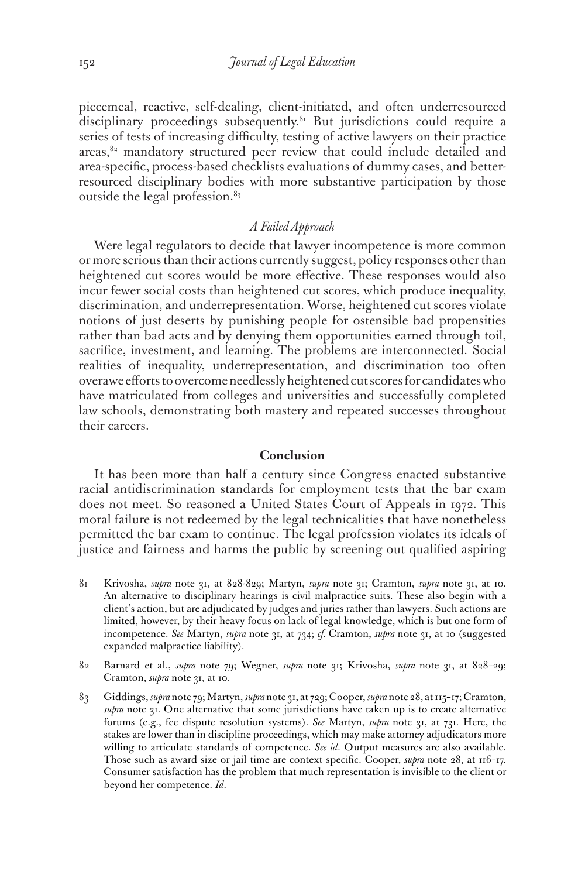piecemeal, reactive, self-dealing, client-initiated, and often underresourced disciplinary proceedings subsequently.[81] But jurisdictions could require a series of tests of increasing difficulty, testing of active lawyers on their practice areas,[82] mandatory structured peer review that could include detailed and area-specific, process-based checklists evaluations of dummy cases, and better-resourced disciplinary bodies with more substantive participation by those outside the legal profession.[83]

### *A Failed Approach*

Were legal regulators to decide that lawyer incompetence is more common or more serious than their actions currently suggest, policy responses other than heightened cut scores would be more effective. These responses would also incur fewer social costs than heightened cut scores, which produce inequality, discrimination, and underrepresentation. Worse, heightened cut scores violate notions of just deserts by punishing people for ostensible bad propensities rather than bad acts and by denying them opportunities earned through toil, sacrifice, investment, and learning. The problems are interconnected. Social realities of inequality, underrepresentation, and discrimination too often overawe efforts to overcome needlessly heightened cut scores for candidates who have matriculated from colleges and universities and successfully completed law schools, demonstrating both mastery and repeated successes throughout their careers.

## Conclusion

It has been more than half a century since Congress enacted substantive racial antidiscrimination standards for employment tests that the bar exam does not meet. So reasoned a United States Court of Appeals in 1972. This moral failure is not redeemed by the legal technicalities that have nonetheless permitted the bar exam to continue. The legal profession violates its ideals of justice and fairness and harms the public by screening out qualified aspiring

---

81 Krivosha, *supra* note 31, at 828-829; Martyn, *supra* note 31; Cramton, *supra* note 31, at 10. An alternative to disciplinary hearings is civil malpractice suits. These also begin with a client's action, but are adjudicated by judges and juries rather than lawyers. Such actions are limited, however, by their heavy focus on lack of legal knowledge, which is but one form of incompetence. *See* Martyn, *supra* note 31, at 734; *cf.* Cramton, *supra* note 31, at 10 (suggested expanded malpractice liability).

82 Barnard et al., *supra* note 79; Wegner, *supra* note 31; Krivosha, *supra* note 31, at 828–29; Cramton, *supra* note 31, at 10.

83 Giddings, *supra* note 79; Martyn, *supra* note 31, at 729; Cooper, *supra* note 28, at 115–17; Cramton, *supra* note 31. One alternative that some jurisdictions have taken up is to create alternative forums (e.g., fee dispute resolution systems). *See* Martyn, *supra* note 31, at 731. Here, the stakes are lower than in discipline proceedings, which may make attorney adjudicators more willing to articulate standards of competence. *See id*. Output measures are also available. Those such as award size or jail time are context specific. Cooper, *supra* note 28, at 116–17. Consumer satisfaction has the problem that much representation is invisible to the client or beyond her competence. *Id*.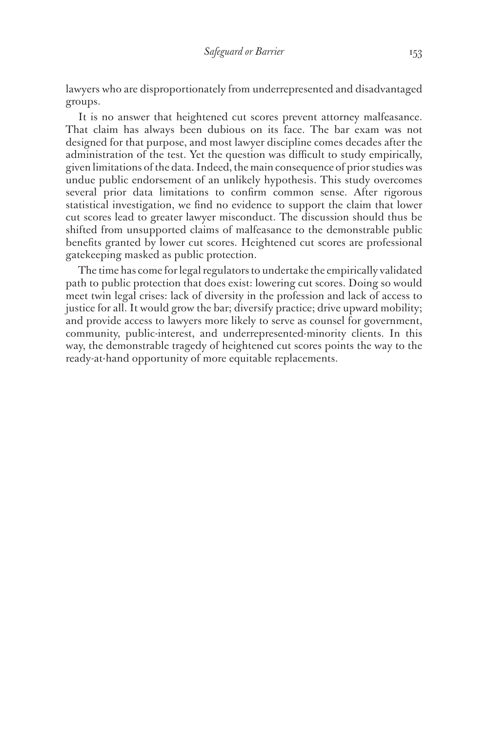lawyers who are disproportionately from underrepresented and disadvantaged groups.

It is no answer that heightened cut scores prevent attorney malfeasance. That claim has always been dubious on its face. The bar exam was not designed for that purpose, and most lawyer discipline comes decades after the administration of the test. Yet the question was difficult to study empirically, given limitations of the data. Indeed, the main consequence of prior studies was undue public endorsement of an unlikely hypothesis. This study overcomes several prior data limitations to confirm common sense. After rigorous statistical investigation, we find no evidence to support the claim that lower cut scores lead to greater lawyer misconduct. The discussion should thus be shifted from unsupported claims of malfeasance to the demonstrable public benefits granted by lower cut scores. Heightened cut scores are professional gatekeeping masked as public protection.

The time has come for legal regulators to undertake the empirically validated path to public protection that does exist: lowering cut scores. Doing so would meet twin legal crises: lack of diversity in the profession and lack of access to justice for all. It would grow the bar; diversify practice; drive upward mobility; and provide access to lawyers more likely to serve as counsel for government, community, public-interest, and underrepresented-minority clients. In this way, the demonstrable tragedy of heightened cut scores points the way to the ready-at-hand opportunity of more equitable replacements.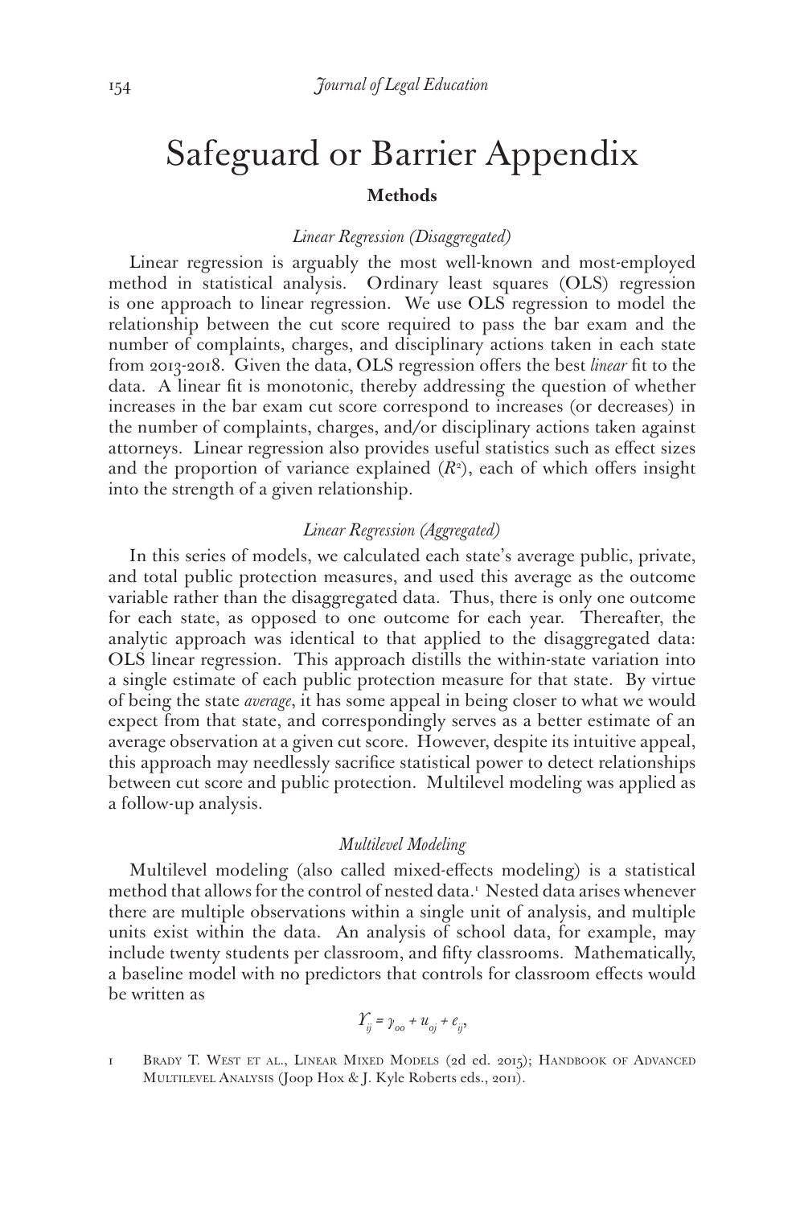# Safeguard or Barrier Appendix

**Methods**

*Linear Regression (Disaggregated)*

Linear regression is arguably the most well-known and most-employed method in statistical analysis. Ordinary least squares (OLS) regression is one approach to linear regression. We use OLS regression to model the relationship between the cut score required to pass the bar exam and the number of complaints, charges, and disciplinary actions taken in each state from 2013-2018. Given the data, OLS regression offers the best *linear* fit to the data. A linear fit is monotonic, thereby addressing the question of whether increases in the bar exam cut score correspond to increases (or decreases) in the number of complaints, charges, and/or disciplinary actions taken against attorneys. Linear regression also provides useful statistics such as effect sizes and the proportion of variance explained ($R^2$), each of which offers insight into the strength of a given relationship.

*Linear Regression (Aggregated)*

In this series of models, we calculated each state's average public, private, and total public protection measures, and used this average as the outcome variable rather than the disaggregated data. Thus, there is only one outcome for each state, as opposed to one outcome for each year. Thereafter, the analytic approach was identical to that applied to the disaggregated data: OLS linear regression. This approach distills the within-state variation into a single estimate of each public protection measure for that state. By virtue of being the state *average*, it has some appeal in being closer to what we would expect from that state, and correspondingly serves as a better estimate of an average observation at a given cut score. However, despite its intuitive appeal, this approach may needlessly sacrifice statistical power to detect relationships between cut score and public protection. Multilevel modeling was applied as a follow-up analysis.

*Multilevel Modeling*

Multilevel modeling (also called mixed-effects modeling) is a statistical method that allows for the control of nested data.[1] Nested data arises whenever there are multiple observations within a single unit of analysis, and multiple units exist within the data. An analysis of school data, for example, may include twenty students per classroom, and fifty classrooms. Mathematically, a baseline model with no predictors that controls for classroom effects would be written as

$$Y_{ij} = \gamma_{00} + u_{0j} + e_{ij},$$

1 Brady T. West et al., Linear Mixed Models (2d ed. 2015); Handbook of Advanced Multilevel Analysis (Joop Hox & J. Kyle Roberts eds., 2011).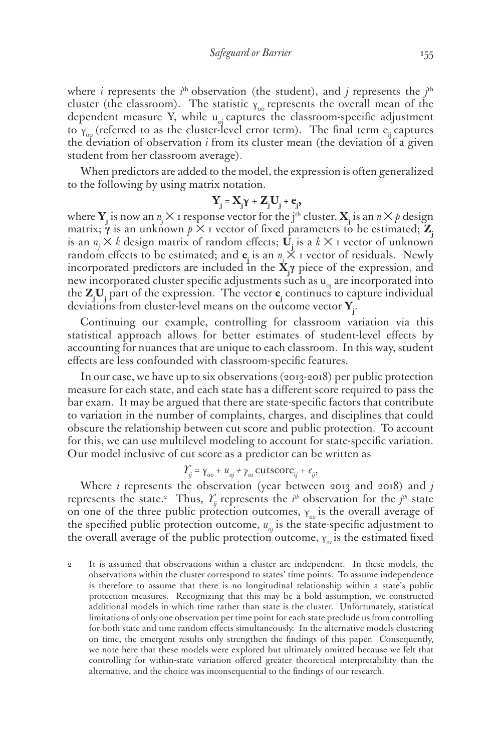where $i$ represents the $i^{th}$ observation (the student), and $j$ represents the $j^{th}$ cluster (the classroom). The statistic $\gamma_{oo}$ represents the overall mean of the dependent measure Y, while $u_{oj}$ captures the classroom-specific adjustment to $\gamma_{oo}$ (referred to as the cluster-level error term). The final term $e_{ij}$ captures the deviation of observation $i$ from its cluster mean (the deviation of a given student from her classroom average).

When predictors are added to the model, the expression is often generalized to the following by using matrix notation.

$$\mathbf{Y_j} = \mathbf{X_j}\boldsymbol{\gamma} + \mathbf{Z_j}\mathbf{U_j} + \mathbf{e_j},$$

where $\mathbf{Y_j}$ is now an $n_j \times 1$ response vector for the jth cluster, $\mathbf{X_j}$ is an $n \times p$ design matrix; $\boldsymbol{\gamma}$ is an unknown $p \times 1$ vector of fixed parameters to be estimated; $\mathbf{Z_j}$ is an $n_j \times k$ design matrix of random effects; $\mathbf{U_j}$ is a $k \times 1$ vector of unknown random effects to be estimated; and $\mathbf{e_j}$ is an $n_j \times 1$ vector of residuals. Newly incorporated predictors are included in the $\mathbf{X_j}\boldsymbol{\gamma}$ piece of the expression, and new incorporated cluster specific adjustments such as $u_{oj}$ are incorporated into the $\mathbf{Z_j}\mathbf{U_j}$ part of the expression. The vector $\mathbf{e_j}$ continues to capture individual deviations from cluster-level means on the outcome vector $\mathbf{Y_j}$.

Continuing our example, controlling for classroom variation via this statistical approach allows for better estimates of student-level effects by accounting for nuances that are unique to each classroom. In this way, student effects are less confounded with classroom-specific features.

In our case, we have up to six observations (2013-2018) per public protection measure for each state, and each state has a different score required to pass the bar exam. It may be argued that there are state-specific factors that contribute to variation in the number of complaints, charges, and disciplines that could obscure the relationship between cut score and public protection. To account for this, we can use multilevel modeling to account for state-specific variation. Our model inclusive of cut score as a predictor can be written as

$$Y_{ij} = \gamma_{oo} + u_{oj} + \gamma_{o1}\,\text{cutscore}_{ij} + e_{ij},$$

Where $i$ represents the observation (year between 2013 and 2018) and $j$ represents the state.[2] Thus, $Y_{ij}$ represents the $i^{th}$ observation for the $j^{th}$ state on one of the three public protection outcomes, $\gamma_{oo}$ is the overall average of the specified public protection outcome, $u_{oj}$ is the state-specific adjustment to the overall average of the public protection outcome, $\gamma_{o1}$ is the estimated fixed

2 It is assumed that observations within a cluster are independent. In these models, the observations within the cluster correspond to states' time points. To assume independence is therefore to assume that there is no longitudinal relationship within a state's public protection measures. Recognizing that this may be a bold assumption, we constructed additional models in which time rather than state is the cluster. Unfortunately, statistical limitations of only one observation per time point for each state preclude us from controlling for both state and time random effects simultaneously. In the alternative models clustering on time, the emergent results only strengthen the findings of this paper. Consequently, we note here that these models were explored but ultimately omitted because we felt that controlling for within-state variation offered greater theoretical interpretability than the alternative, and the choice was inconsequential to the findings of our research.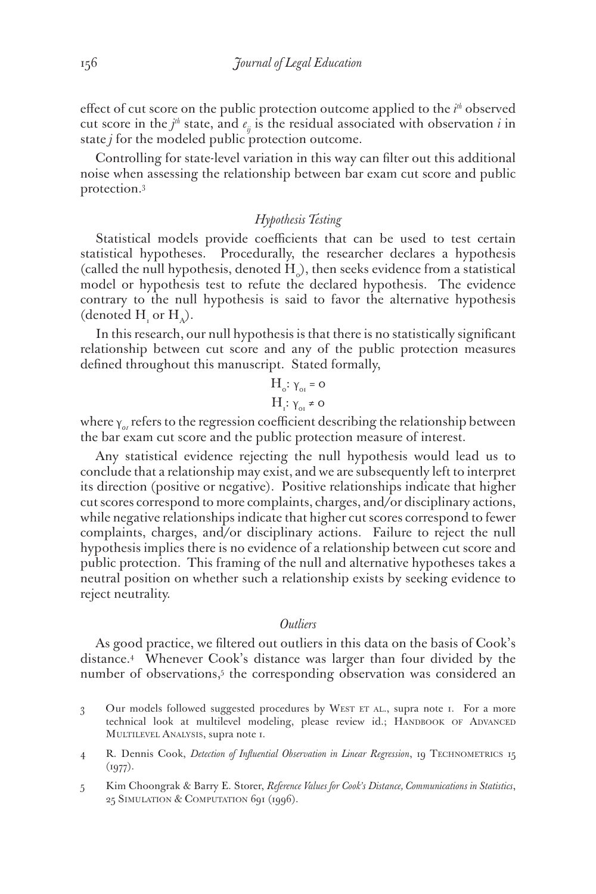effect of cut score on the public protection outcome applied to the $i^{th}$ observed cut score in the $j^{th}$ state, and $e_{ij}$ is the residual associated with observation $i$ in state $j$ for the modeled public protection outcome.

Controlling for state-level variation in this way can filter out this additional noise when assessing the relationship between bar exam cut score and public protection.[3]

### *Hypothesis Testing*

Statistical models provide coefficients that can be used to test certain statistical hypotheses. Procedurally, the researcher declares a hypothesis (called the null hypothesis, denoted $H_0$), then seeks evidence from a statistical model or hypothesis test to refute the declared hypothesis. The evidence contrary to the null hypothesis is said to favor the alternative hypothesis (denoted $H_1$ or $H_A$).

In this research, our null hypothesis is that there is no statistically significant relationship between cut score and any of the public protection measures defined throughout this manuscript. Stated formally,

$$H_0: \gamma_{01} = 0$$
$$H_1: \gamma_{01} \neq 0$$

where $\gamma_{01}$ refers to the regression coefficient describing the relationship between the bar exam cut score and the public protection measure of interest.

Any statistical evidence rejecting the null hypothesis would lead us to conclude that a relationship may exist, and we are subsequently left to interpret its direction (positive or negative). Positive relationships indicate that higher cut scores correspond to more complaints, charges, and/or disciplinary actions, while negative relationships indicate that higher cut scores correspond to fewer complaints, charges, and/or disciplinary actions. Failure to reject the null hypothesis implies there is no evidence of a relationship between cut score and public protection. This framing of the null and alternative hypotheses takes a neutral position on whether such a relationship exists by seeking evidence to reject neutrality.

### *Outliers*

As good practice, we filtered out outliers in this data on the basis of Cook's distance.[4] Whenever Cook's distance was larger than four divided by the number of observations,[5] the corresponding observation was considered an

---

3 Our models followed suggested procedures by West et al., supra note 1. For a more technical look at multilevel modeling, please review id.; Handbook of Advanced Multilevel Analysis, supra note 1.

4 R. Dennis Cook, *Detection of Influential Observation in Linear Regression*, 19 Technometrics 15 (1977).

5 Kim Choongrak & Barry E. Storer, *Reference Values for Cook's Distance, Communications in Statistics*, 25 Simulation & Computation 691 (1996).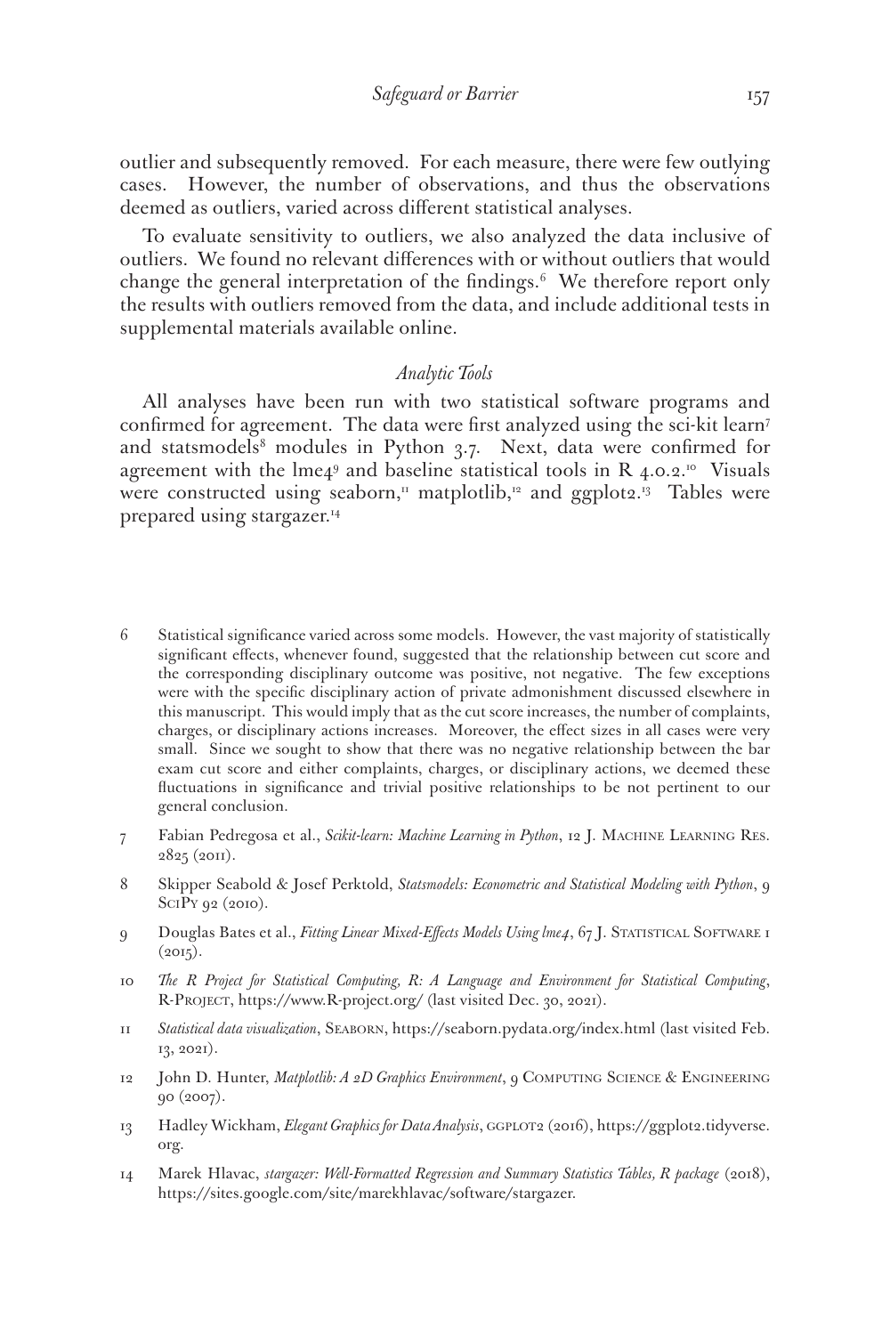outlier and subsequently removed. For each measure, there were few outlying cases. However, the number of observations, and thus the observations deemed as outliers, varied across different statistical analyses.

To evaluate sensitivity to outliers, we also analyzed the data inclusive of outliers. We found no relevant differences with or without outliers that would change the general interpretation of the findings.[6] We therefore report only the results with outliers removed from the data, and include additional tests in supplemental materials available online.

### *Analytic Tools*

All analyses have been run with two statistical software programs and confirmed for agreement. The data were first analyzed using the sci-kit learn[7] and statsmodels[8] modules in Python 3.7. Next, data were confirmed for agreement with the lme4[9] and baseline statistical tools in R 4.0.2.[10] Visuals were constructed using seaborn,[11] matplotlib,[12] and ggplot2.[13] Tables were prepared using stargazer.[14]

---

6 Statistical significance varied across some models. However, the vast majority of statistically significant effects, whenever found, suggested that the relationship between cut score and the corresponding disciplinary outcome was positive, not negative. The few exceptions were with the specific disciplinary action of private admonishment discussed elsewhere in this manuscript. This would imply that as the cut score increases, the number of complaints, charges, or disciplinary actions increases. Moreover, the effect sizes in all cases were very small. Since we sought to show that there was no negative relationship between the bar exam cut score and either complaints, charges, or disciplinary actions, we deemed these fluctuations in significance and trivial positive relationships to be not pertinent to our general conclusion.

7 Fabian Pedregosa et al., *Scikit-learn: Machine Learning in Python*, 12 J. Machine Learning Res. 2825 (2011).

8 Skipper Seabold & Josef Perktold, *Statsmodels: Econometric and Statistical Modeling with Python*, 9 SciPy 92 (2010).

9 Douglas Bates et al., *Fitting Linear Mixed-Effects Models Using lme4*, 67 J. Statistical Software 1 (2015).

10 *The R Project for Statistical Computing, R: A Language and Environment for Statistical Computing*, R-Project, https://www.R-project.org/ (last visited Dec. 30, 2021).

11 *Statistical data visualization*, Seaborn, https://seaborn.pydata.org/index.html (last visited Feb. 13, 2021).

12 John D. Hunter, *Matplotlib: A 2D Graphics Environment*, 9 Computing Science & Engineering 90 (2007).

13 Hadley Wickham, *Elegant Graphics for Data Analysis*, ggplot2 (2016), https://ggplot2.tidyverse.org.

14 Marek Hlavac, *stargazer: Well-Formatted Regression and Summary Statistics Tables, R package* (2018), https://sites.google.com/site/marekhlavac/software/stargazer.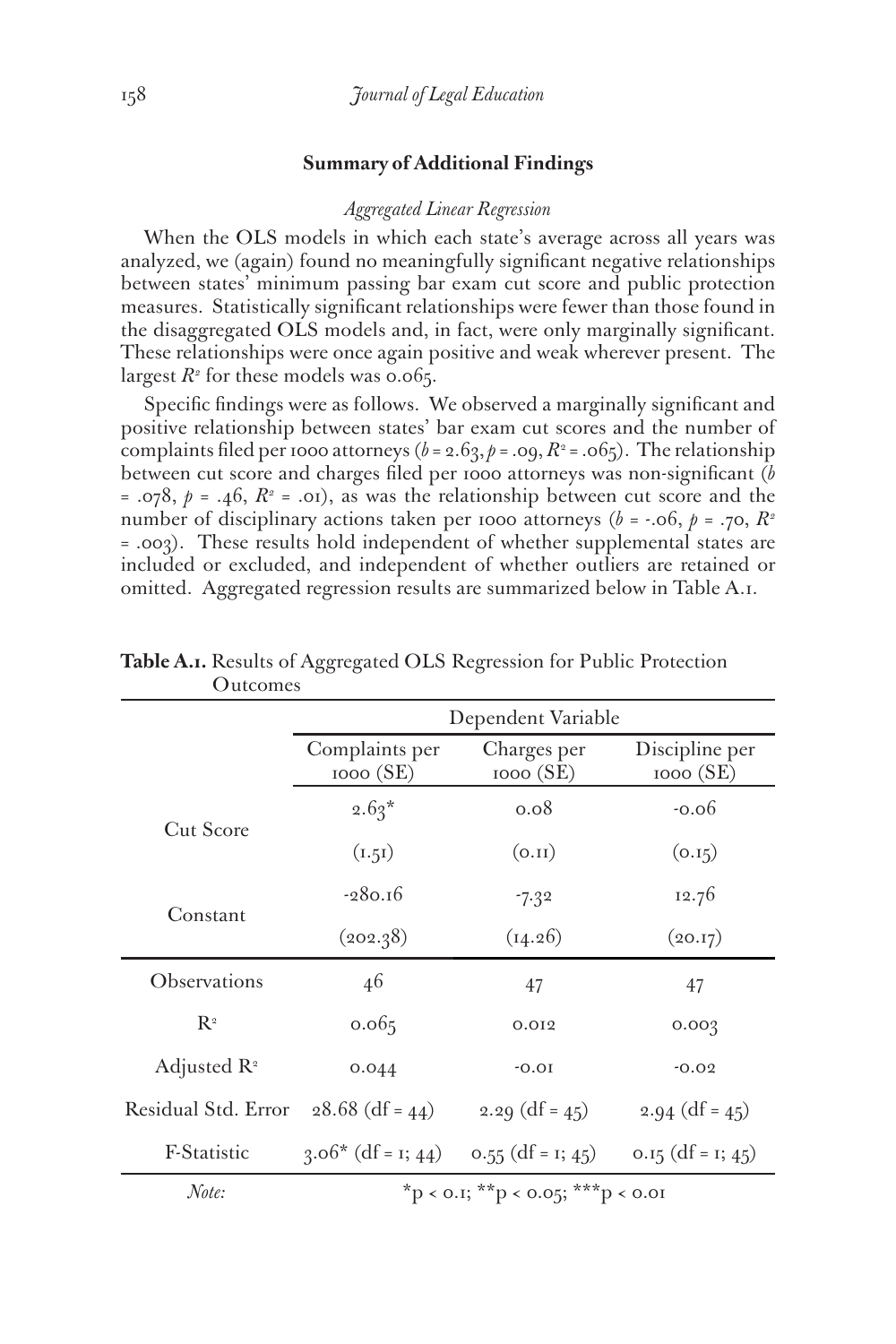### Summary of Additional Findings

*Aggregated Linear Regression*

When the OLS models in which each state's average across all years was analyzed, we (again) found no meaningfully significant negative relationships between states' minimum passing bar exam cut score and public protection measures. Statistically significant relationships were fewer than those found in the disaggregated OLS models and, in fact, were only marginally significant. These relationships were once again positive and weak wherever present. The largest $R^2$ for these models was 0.065.

Specific findings were as follows. We observed a marginally significant and positive relationship between states' bar exam cut scores and the number of complaints filed per 1000 attorneys ($b = 2.63, p = .09, R^2 = .065$). The relationship between cut score and charges filed per 1000 attorneys was non-significant ($b = .078$, $p = .46$, $R^2 = .01$), as was the relationship between cut score and the number of disciplinary actions taken per 1000 attorneys ($b = -.06$, $p = .70$, $R^2 = .003$). These results hold independent of whether supplemental states are included or excluded, and independent of whether outliers are retained or omitted. Aggregated regression results are summarized below in Table A.1.

**Table A.1.** Results of Aggregated OLS Regression for Public Protection Outcomes

| | Dependent Variable | | |
|---|---|---|---|
| | Complaints per 1000 (SE) | Charges per 1000 (SE) | Discipline per 1000 (SE) |
| Cut Score | 2.63* | 0.08 | -0.06 |
| | (1.51) | (0.11) | (0.15) |
| Constant | -280.16 | -7.32 | 12.76 |
| | (202.38) | (14.26) | (20.17) |
| Observations | 46 | 47 | 47 |
| $R^2$ | 0.065 | 0.012 | 0.003 |
| Adjusted $R^2$ | 0.044 | -0.01 | -0.02 |
| Residual Std. Error | 28.68 (df = 44) | 2.29 (df = 45) | 2.94 (df = 45) |
| F-Statistic | 3.06* (df = 1; 44) | 0.55 (df = 1; 45) | 0.15 (df = 1; 45) |
| *Note:* | *p < 0.1; **p < 0.05; ***p < 0.01 | | |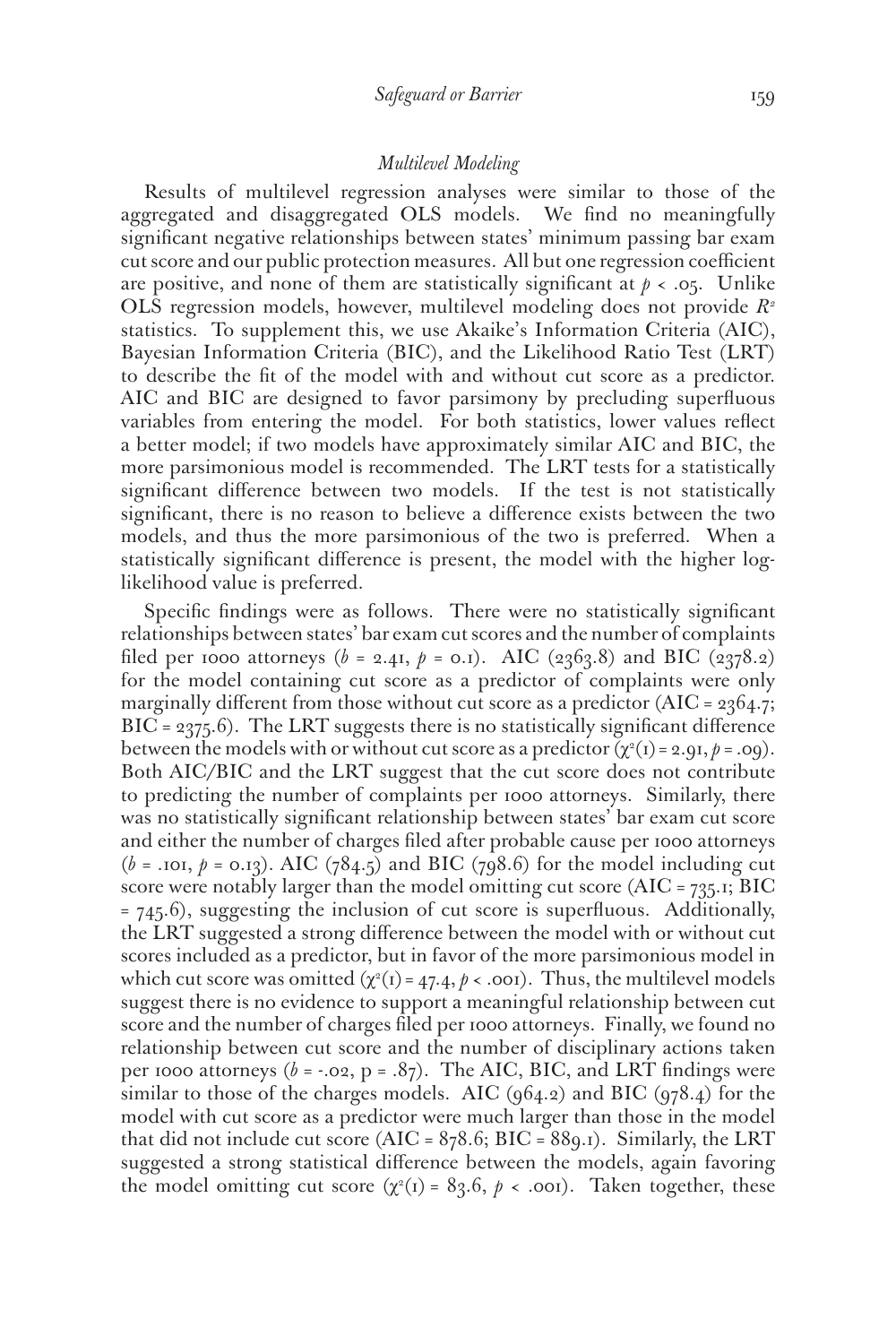### *Multilevel Modeling*

Results of multilevel regression analyses were similar to those of the aggregated and disaggregated OLS models. We find no meaningfully significant negative relationships between states' minimum passing bar exam cut score and our public protection measures. All but one regression coefficient are positive, and none of them are statistically significant at $p < .05$. Unlike OLS regression models, however, multilevel modeling does not provide $R^2$ statistics. To supplement this, we use Akaike's Information Criteria (AIC), Bayesian Information Criteria (BIC), and the Likelihood Ratio Test (LRT) to describe the fit of the model with and without cut score as a predictor. AIC and BIC are designed to favor parsimony by precluding superfluous variables from entering the model. For both statistics, lower values reflect a better model; if two models have approximately similar AIC and BIC, the more parsimonious model is recommended. The LRT tests for a statistically significant difference between two models. If the test is not statistically significant, there is no reason to believe a difference exists between the two models, and thus the more parsimonious of the two is preferred. When a statistically significant difference is present, the model with the higher log-likelihood value is preferred.

Specific findings were as follows. There were no statistically significant relationships between states' bar exam cut scores and the number of complaints filed per 1000 attorneys ($b = 2.41$, $p = 0.1$). AIC (2363.8) and BIC (2378.2) for the model containing cut score as a predictor of complaints were only marginally different from those without cut score as a predictor (AIC = 2364.7; BIC = 2375.6). The LRT suggests there is no statistically significant difference between the models with or without cut score as a predictor ($\chi^2(1) = 2.91$, $p = .09$). Both AIC/BIC and the LRT suggest that the cut score does not contribute to predicting the number of complaints per 1000 attorneys. Similarly, there was no statistically significant relationship between states' bar exam cut score and either the number of charges filed after probable cause per 1000 attorneys ($b = .101$, $p = 0.13$). AIC (784.5) and BIC (798.6) for the model including cut score were notably larger than the model omitting cut score (AIC = 735.1; BIC = 745.6), suggesting the inclusion of cut score is superfluous. Additionally, the LRT suggested a strong difference between the model with or without cut scores included as a predictor, but in favor of the more parsimonious model in which cut score was omitted ($\chi^2(1) = 47.4$, $p < .001$). Thus, the multilevel models suggest there is no evidence to support a meaningful relationship between cut score and the number of charges filed per 1000 attorneys. Finally, we found no relationship between cut score and the number of disciplinary actions taken per 1000 attorneys ($b = -.02$, $p = .87$). The AIC, BIC, and LRT findings were similar to those of the charges models. AIC (964.2) and BIC (978.4) for the model with cut score as a predictor were much larger than those in the model that did not include cut score (AIC = 878.6; BIC = 889.1). Similarly, the LRT suggested a strong statistical difference between the models, again favoring the model omitting cut score ($\chi^2(1) = 83.6$, $p < .001$). Taken together, these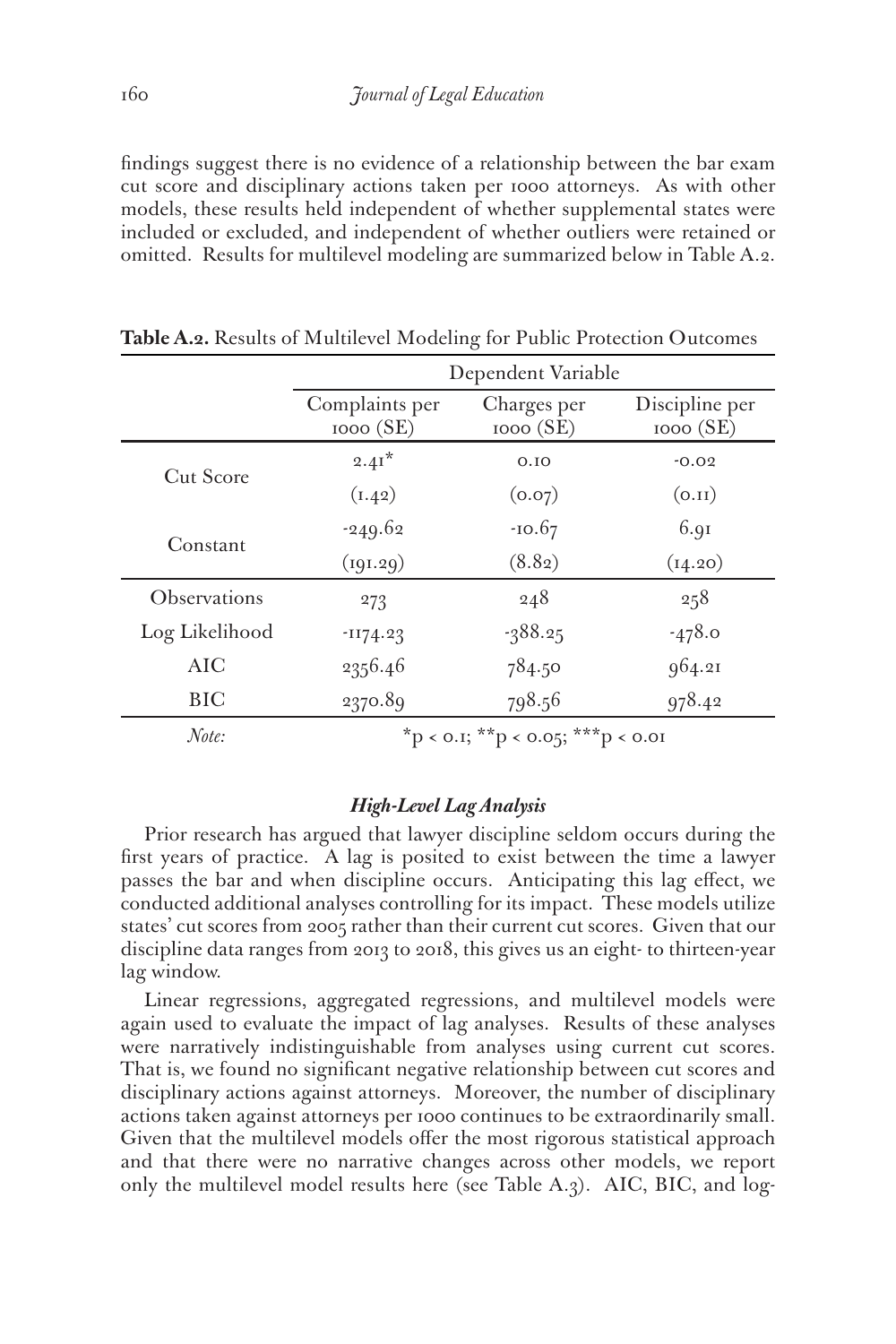findings suggest there is no evidence of a relationship between the bar exam cut score and disciplinary actions taken per 1000 attorneys. As with other models, these results held independent of whether supplemental states were included or excluded, and independent of whether outliers were retained or omitted. Results for multilevel modeling are summarized below in Table A.2.

**Table A.2.** Results of Multilevel Modeling for Public Protection Outcomes

| | Dependent Variable | | |
|---|---|---|---|
| | Complaints per 1000 (SE) | Charges per 1000 (SE) | Discipline per 1000 (SE) |
| Cut Score | 2.41* | 0.10 | -0.02 |
| | (1.42) | (0.07) | (0.11) |
| Constant | -249.62 | -10.67 | 6.91 |
| | (191.29) | (8.82) | (14.20) |
| Observations | 273 | 248 | 258 |
| Log Likelihood | -1174.23 | -388.25 | -478.0 |
| AIC | 2356.46 | 784.50 | 964.21 |
| BIC | 2370.89 | 798.56 | 978.42 |
| *Note:* | *p < 0.1; **p < 0.05; ***p < 0.01 | | |

### *High-Level Lag Analysis*

Prior research has argued that lawyer discipline seldom occurs during the first years of practice. A lag is posited to exist between the time a lawyer passes the bar and when discipline occurs. Anticipating this lag effect, we conducted additional analyses controlling for its impact. These models utilize states' cut scores from 2005 rather than their current cut scores. Given that our discipline data ranges from 2013 to 2018, this gives us an eight- to thirteen-year lag window.

Linear regressions, aggregated regressions, and multilevel models were again used to evaluate the impact of lag analyses. Results of these analyses were narratively indistinguishable from analyses using current cut scores. That is, we found no significant negative relationship between cut scores and disciplinary actions against attorneys. Moreover, the number of disciplinary actions taken against attorneys per 1000 continues to be extraordinarily small. Given that the multilevel models offer the most rigorous statistical approach and that there were no narrative changes across other models, we report only the multilevel model results here (see Table A.3). AIC, BIC, and log-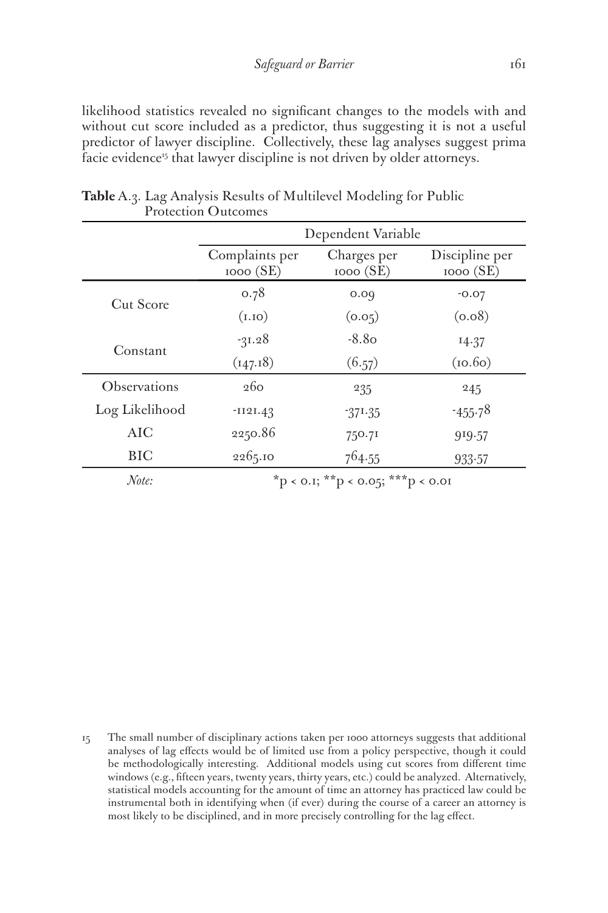likelihood statistics revealed no significant changes to the models with and without cut score included as a predictor, thus suggesting it is not a useful predictor of lawyer discipline. Collectively, these lag analyses suggest prima facie evidence[15] that lawyer discipline is not driven by older attorneys.

**Table** A.3. Lag Analysis Results of Multilevel Modeling for Public Protection Outcomes

| | Dependent Variable | | |
|---|---|---|---|
| | Complaints per 1000 (SE) | Charges per 1000 (SE) | Discipline per 1000 (SE) |
| Cut Score | 0.78 | 0.09 | -0.07 |
| | (1.10) | (0.05) | (0.08) |
| Constant | -31.28 | -8.80 | 14.37 |
| | (147.18) | (6.57) | (10.60) |
| Observations | 260 | 235 | 245 |
| Log Likelihood | -1121.43 | -371.35 | -455.78 |
| AIC | 2250.86 | 750.71 | 919.57 |
| BIC | 2265.10 | 764.55 | 933.57 |
| *Note:* | *p < 0.1; **p < 0.05; ***p < 0.01 | | |

15 The small number of disciplinary actions taken per 1000 attorneys suggests that additional analyses of lag effects would be of limited use from a policy perspective, though it could be methodologically interesting. Additional models using cut scores from different time windows (e.g., fifteen years, twenty years, thirty years, etc.) could be analyzed. Alternatively, statistical models accounting for the amount of time an attorney has practiced law could be instrumental both in identifying when (if ever) during the course of a career an attorney is most likely to be disciplined, and in more precisely controlling for the lag effect.